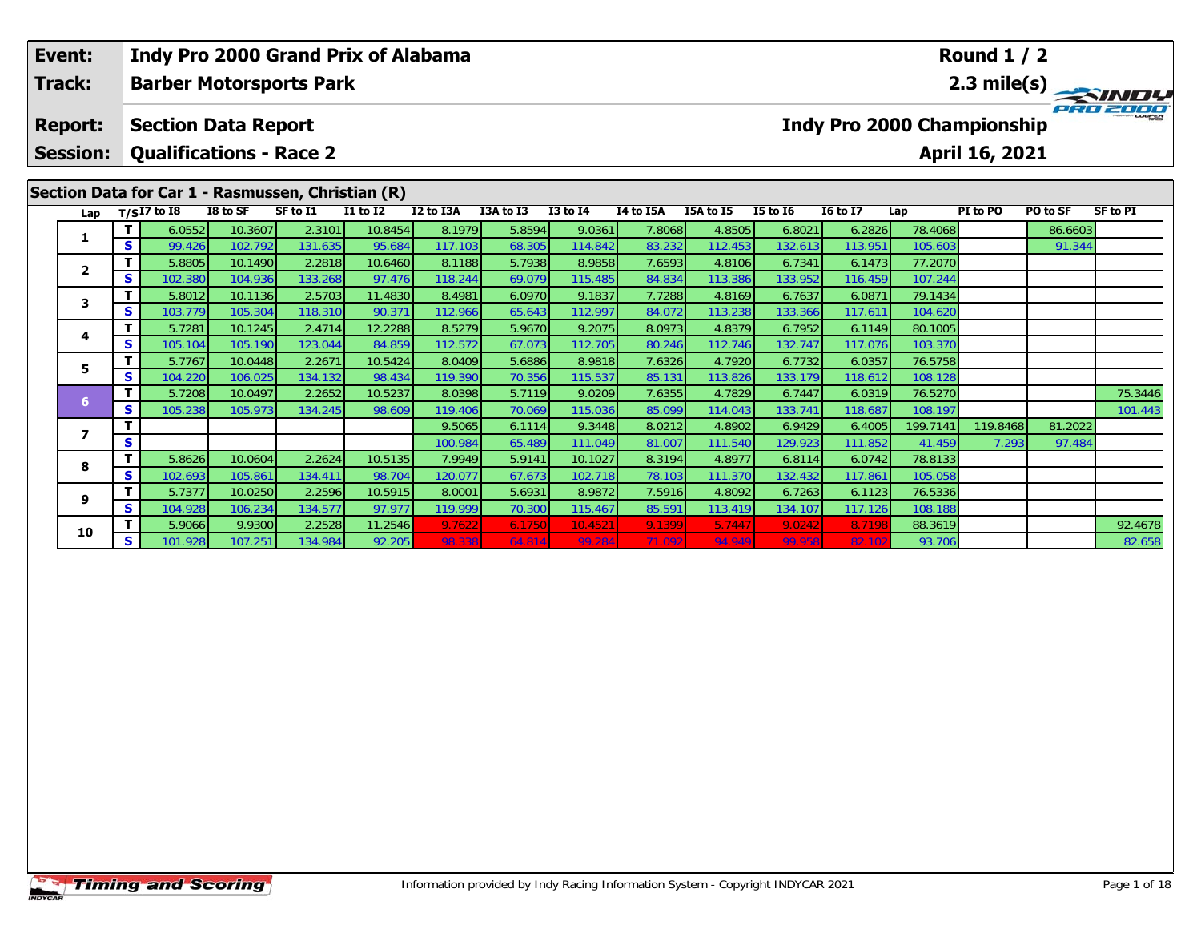| Event: | Indy Pro 2000 Grand Prix of Alabama | Round 1 / 2 |
|---|---|---|
| Track: | Barber Motorsports Park | 2.3 mile(s) |
| Report: | Section Data Report | Indy Pro 2000 Championship |
| Session: | Qualifications - Race 2 | April 16, 2021 |

## Section Data for Car 1 - Rasmussen, Christian (R)

| Lap | T/S | I7 to I8 | I8 to SF | SF to I1 | I1 to I2 | I2 to I3A | I3A to I3 | I3 to I4 | I4 to I5A | I5A to I5 | I5 to I6 | I6 to I7 | Lap | PI to PO | PO to SF | SF to PI |
|---|---|---|---|---|---|---|---|---|---|---|---|---|---|---|---|---|
| 1 | T | 6.0552 | 10.3607 | 2.3101 | 10.8454 | 8.1979 | 5.8594 | 9.0361 | 7.8068 | 4.8505 | 6.8021 | 6.2826 | 78.4068 | | 86.6603 | |
| | S | 99.426 | 102.792 | 131.635 | 95.684 | 117.103 | 68.305 | 114.842 | 83.232 | 112.453 | 132.613 | 113.951 | 105.603 | | 91.344 | |
| 2 | T | 5.8805 | 10.1490 | 2.2818 | 10.6460 | 8.1188 | 5.7938 | 8.9858 | 7.6593 | 4.8106 | 6.7341 | 6.1473 | 77.2070 | | | |
| | S | 102.380 | 104.936 | 133.268 | 97.476 | 118.244 | 69.079 | 115.485 | 84.834 | 113.386 | 133.952 | 116.459 | 107.244 | | | |
| 3 | T | 5.8012 | 10.1136 | 2.5703 | 11.4830 | 8.4981 | 6.0970 | 9.1837 | 7.7288 | 4.8169 | 6.7637 | 6.0871 | 79.1434 | | | |
| | S | 103.779 | 105.304 | 118.310 | 90.371 | 112.966 | 65.643 | 112.997 | 84.072 | 113.238 | 133.366 | 117.611 | 104.620 | | | |
| 4 | T | 5.7281 | 10.1245 | 2.4714 | 12.2288 | 8.5279 | 5.9670 | 9.2075 | 8.0973 | 4.8379 | 6.7952 | 6.1149 | 80.1005 | | | |
| | S | 105.104 | 105.190 | 123.044 | 84.859 | 112.572 | 67.073 | 112.705 | 80.246 | 112.746 | 132.747 | 117.076 | 103.370 | | | |
| 5 | T | 5.7767 | 10.0448 | 2.2671 | 10.5424 | 8.0409 | 5.6886 | 8.9818 | 7.6326 | 4.7920 | 6.7732 | 6.0357 | 76.5758 | | | |
| | S | 104.220 | 106.025 | 134.132 | 98.434 | 119.390 | 70.356 | 115.537 | 85.131 | 113.826 | 133.179 | 118.612 | 108.128 | | | |
| 6 | T | 5.7208 | 10.0497 | 2.2652 | 10.5237 | 8.0398 | 5.7119 | 9.0209 | 7.6355 | 4.7829 | 6.7447 | 6.0319 | 76.5270 | | | 75.3446 |
| | S | 105.238 | 105.973 | 134.245 | 98.609 | 119.406 | 70.069 | 115.036 | 85.099 | 114.043 | 133.741 | 118.687 | 108.197 | | | 101.443 |
| 7 | T | | | | | 9.5065 | 6.1114 | 9.3448 | 8.0212 | 4.8902 | 6.9429 | 6.4005 | 199.7141 | 119.8468 | 81.2022 | |
| | S | | | | | 100.984 | 65.489 | 111.049 | 81.007 | 111.540 | 129.923 | 111.852 | 41.459 | 7.293 | 97.484 | |
| 8 | T | 5.8626 | 10.0604 | 2.2624 | 10.5135 | 7.9949 | 5.9141 | 10.1027 | 8.3194 | 4.8977 | 6.8114 | 6.0742 | 78.8133 | | | |
| | S | 102.693 | 105.861 | 134.411 | 98.704 | 120.077 | 67.673 | 102.718 | 78.103 | 111.370 | 132.432 | 117.861 | 105.058 | | | |
| 9 | T | 5.7377 | 10.0250 | 2.2596 | 10.5915 | 8.0001 | 5.6931 | 8.9872 | 7.5916 | 4.8092 | 6.7263 | 6.1123 | 76.5336 | | | |
| | S | 104.928 | 106.234 | 134.577 | 97.977 | 119.999 | 70.300 | 115.467 | 85.591 | 113.419 | 134.107 | 117.126 | 108.188 | | | |
| 10 | T | 5.9066 | 9.9300 | 2.2528 | 11.2546 | 9.7622 | 6.1750 | 10.4521 | 9.1399 | 5.7447 | 9.0242 | 8.7198 | 88.3619 | | | 92.4678 |
| | S | 101.928 | 107.251 | 134.984 | 92.205 | 98.338 | 64.814 | 99.284 | 71.092 | 94.949 | 99.958 | 82.102 | 93.706 | | | 82.658 |

Information provided by Indy Racing Information System - Copyright INDYCAR 2021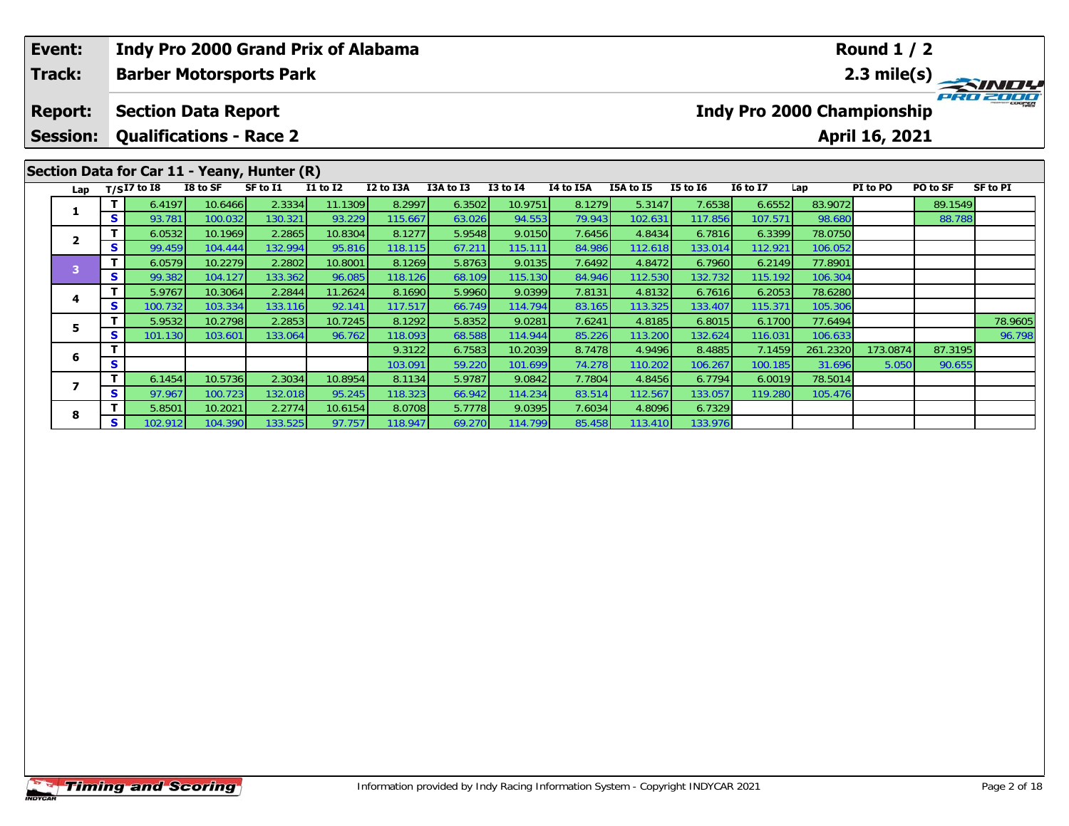| Event: | Indy Pro 2000 Grand Prix of Alabama | Round 1 / 2 |
|---|---|---|
| Track: | Barber Motorsports Park | 2.3 mile(s) |
| Report: | Section Data Report | Indy Pro 2000 Championship |
| Session: | Qualifications - Race 2 | April 16, 2021 |

## Section Data for Car 11 - Yeany, Hunter (R)

| Lap | T/S | I7 to I8 | I8 to SF | SF to I1 | I1 to I2 | I2 to I3A | I3A to I3 | I3 to I4 | I4 to I5A | I5A to I5 | I5 to I6 | I6 to I7 | Lap | PI to PO | PO to SF | SF to PI |
|---|---|---|---|---|---|---|---|---|---|---|---|---|---|---|---|---|
| 1 | T | 6.4197 | 10.6466 | 2.3334 | 11.1309 | 8.2997 | 6.3502 | 10.9751 | 8.1279 | 5.3147 | 7.6538 | 6.6552 | 83.9072 | | 89.1549 | |
| | S | 93.781 | 100.032 | 130.321 | 93.229 | 115.667 | 63.026 | 94.553 | 79.943 | 102.631 | 117.856 | 107.571 | 98.680 | | 88.788 | |
| 2 | T | 6.0532 | 10.1969 | 2.2865 | 10.8304 | 8.1277 | 5.9548 | 9.0150 | 7.6456 | 4.8434 | 6.7816 | 6.3399 | 78.0750 | | | |
| | S | 99.459 | 104.444 | 132.994 | 95.816 | 118.115 | 67.211 | 115.111 | 84.986 | 112.618 | 133.014 | 112.921 | 106.052 | | | |
| 3 | T | 6.0579 | 10.2279 | 2.2802 | 10.8001 | 8.1269 | 5.8763 | 9.0135 | 7.6492 | 4.8472 | 6.7960 | 6.2149 | 77.8901 | | | |
| | S | 99.382 | 104.127 | 133.362 | 96.085 | 118.126 | 68.109 | 115.130 | 84.946 | 112.530 | 132.732 | 115.192 | 106.304 | | | |
| 4 | T | 5.9767 | 10.3064 | 2.2844 | 11.2624 | 8.1690 | 5.9960 | 9.0399 | 7.8131 | 4.8132 | 6.7616 | 6.2053 | 78.6280 | | | |
| | S | 100.732 | 103.334 | 133.116 | 92.141 | 117.517 | 66.749 | 114.794 | 83.165 | 113.325 | 133.407 | 115.371 | 105.306 | | | |
| 5 | T | 5.9532 | 10.2798 | 2.2853 | 10.7245 | 8.1292 | 5.8352 | 9.0281 | 7.6241 | 4.8185 | 6.8015 | 6.1700 | 77.6494 | | | 78.9605 |
| | S | 101.130 | 103.601 | 133.064 | 96.762 | 118.093 | 68.588 | 114.944 | 85.226 | 113.200 | 132.624 | 116.031 | 106.633 | | | 96.798 |
| 6 | T | | | | | 9.3122 | 6.7583 | 10.2039 | 8.7478 | 4.9496 | 8.4885 | 7.1459 | 261.2320 | 173.0874 | 87.3195 | |
| | S | | | | | 103.091 | 59.220 | 101.699 | 74.278 | 110.202 | 106.267 | 100.185 | 31.696 | 5.050 | 90.655 | |
| 7 | T | 6.1454 | 10.5736 | 2.3034 | 10.8954 | 8.1134 | 5.9787 | 9.0842 | 7.7804 | 4.8456 | 6.7794 | 6.0019 | 78.5014 | | | |
| | S | 97.967 | 100.723 | 132.018 | 95.245 | 118.323 | 66.942 | 114.234 | 83.514 | 112.567 | 133.057 | 119.280 | 105.476 | | | |
| 8 | T | 5.8501 | 10.2021 | 2.2774 | 10.6154 | 8.0708 | 5.7778 | 9.0395 | 7.6034 | 4.8096 | 6.7329 | | | | | |
| | S | 102.912 | 104.390 | 133.525 | 97.757 | 118.947 | 69.270 | 114.799 | 85.458 | 113.410 | 133.976 | | | | | |

Information provided by Indy Racing Information System - Copyright INDYCAR 2021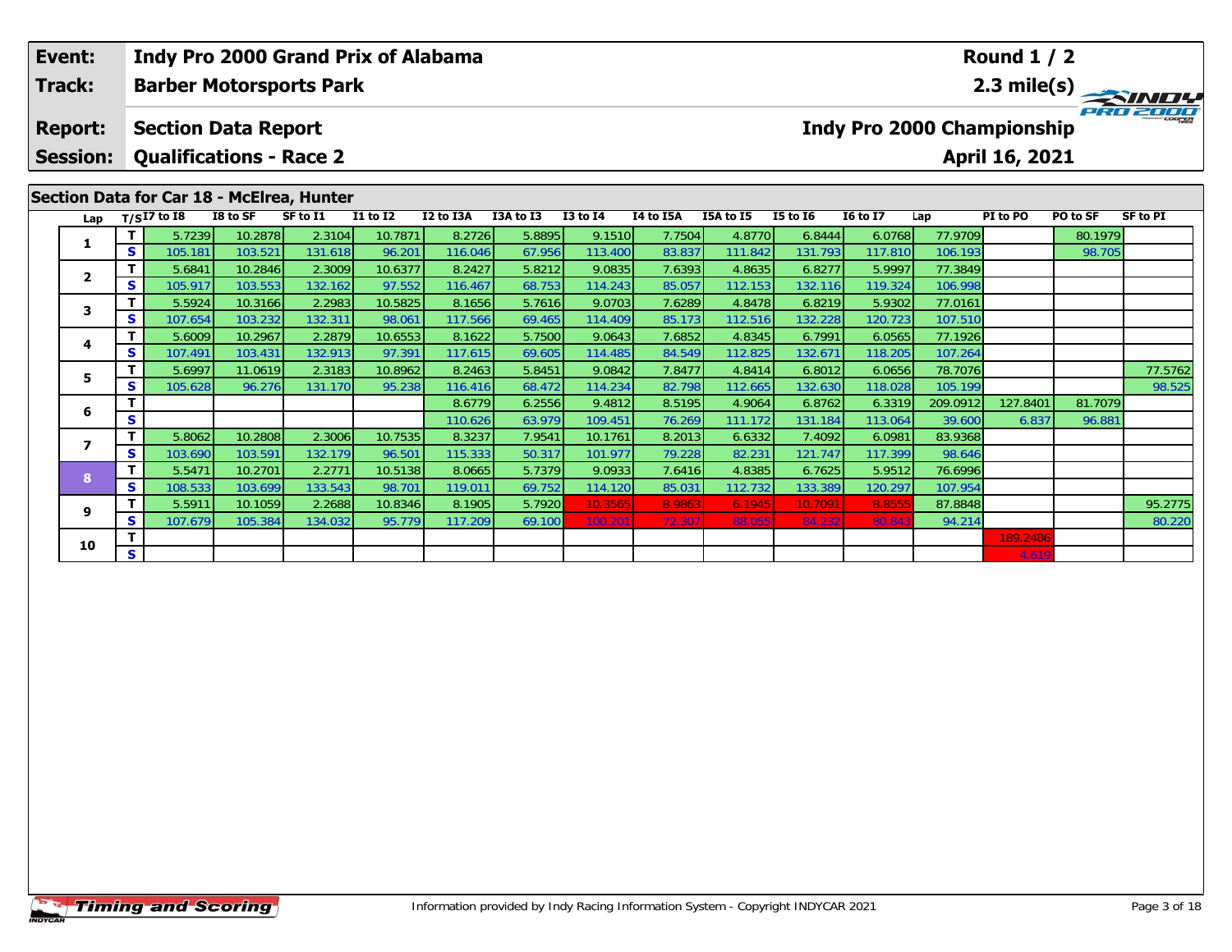**Event:** Indy Pro 2000 Grand Prix of Alabama

**Track:** Barber Motorsports Park

**Report:** Section Data Report

**Session:** Qualifications - Race 2

**Round 1 / 2**

**2.3 mile(s)**

**Indy Pro 2000 Championship**

**April 16, 2021**

## Section Data for Car 18 - McElrea, Hunter

| Lap | T/S | I7 to I8 | I8 to SF | SF to I1 | I1 to I2 | I2 to I3A | I3A to I3 | I3 to I4 | I4 to I5A | I5A to I5 | I5 to I6 | I6 to I7 | Lap | PI to PO | PO to SF | SF to PI |
|---|---|---|---|---|---|---|---|---|---|---|---|---|---|---|---|---|
| 1 | T | 5.7239 | 10.2878 | 2.3104 | 10.7871 | 8.2726 | 5.8895 | 9.1510 | 7.7504 | 4.8770 | 6.8444 | 6.0768 | 77.9709 | | 80.1979 | |
| | S | 105.181 | 103.521 | 131.618 | 96.201 | 116.046 | 67.956 | 113.400 | 83.837 | 111.842 | 131.793 | 117.810 | 106.193 | | 98.705 | |
| 2 | T | 5.6841 | 10.2846 | 2.3009 | 10.6377 | 8.2427 | 5.8212 | 9.0835 | 7.6393 | 4.8635 | 6.8277 | 5.9997 | 77.3849 | | | |
| | S | 105.917 | 103.553 | 132.162 | 97.552 | 116.467 | 68.753 | 114.243 | 85.057 | 112.153 | 132.116 | 119.324 | 106.998 | | | |
| 3 | T | 5.5924 | 10.3166 | 2.2983 | 10.5825 | 8.1656 | 5.7616 | 9.0703 | 7.6289 | 4.8478 | 6.8219 | 5.9302 | 77.0161 | | | |
| | S | 107.654 | 103.232 | 132.311 | 98.061 | 117.566 | 69.465 | 114.409 | 85.173 | 112.516 | 132.228 | 120.723 | 107.510 | | | |
| 4 | T | 5.6009 | 10.2967 | 2.2879 | 10.6553 | 8.1622 | 5.7500 | 9.0643 | 7.6852 | 4.8345 | 6.7991 | 6.0565 | 77.1926 | | | |
| | S | 107.491 | 103.431 | 132.913 | 97.391 | 117.615 | 69.605 | 114.485 | 84.549 | 112.825 | 132.671 | 118.205 | 107.264 | | | |
| 5 | T | 5.6997 | 11.0619 | 2.3183 | 10.8962 | 8.2463 | 5.8451 | 9.0842 | 7.8477 | 4.8414 | 6.8012 | 6.0656 | 78.7076 | | | 77.5762 |
| | S | 105.628 | 96.276 | 131.170 | 95.238 | 116.416 | 68.472 | 114.234 | 82.798 | 112.665 | 132.630 | 118.028 | 105.199 | | | 98.525 |
| 6 | T | | | | | 8.6779 | 6.2556 | 9.4812 | 8.5195 | 4.9064 | 6.8762 | 6.3319 | 209.0912 | 127.8401 | 81.7079 | |
| | S | | | | | 110.626 | 63.979 | 109.451 | 76.269 | 111.172 | 131.184 | 113.064 | 39.600 | 6.837 | 96.881 | |
| 7 | T | 5.8062 | 10.2808 | 2.3006 | 10.7535 | 8.3237 | 7.9541 | 10.1761 | 8.2013 | 6.6332 | 7.4092 | 6.0981 | 83.9368 | | | |
| | S | 103.690 | 103.591 | 132.179 | 96.501 | 115.333 | 50.317 | 101.977 | 79.228 | 82.231 | 121.747 | 117.399 | 98.646 | | | |
| 8 | T | 5.5471 | 10.2701 | 2.2771 | 10.5138 | 8.0665 | 5.7379 | 9.0933 | 7.6416 | 4.8385 | 6.7625 | 5.9512 | 76.6996 | | | |
| | S | 108.533 | 103.699 | 133.543 | 98.701 | 119.011 | 69.752 | 114.120 | 85.031 | 112.732 | 133.389 | 120.297 | 107.954 | | | |
| 9 | T | 5.5911 | 10.1059 | 2.2688 | 10.8346 | 8.1905 | 5.7920 | 10.3565 | 8.9863 | 6.1945 | 10.7091 | 8.8555 | 87.8848 | | | 95.2775 |
| | S | 107.679 | 105.384 | 134.032 | 95.779 | 117.209 | 69.100 | 100.201 | 72.307 | 88.055 | 84.232 | 80.843 | 94.214 | | | 80.220 |
| 10 | T | | | | | | | | | | | | | 189.2486 | | |
| | S | | | | | | | | | | | | | 4.619 | | |

Information provided by Indy Racing Information System - Copyright INDYCAR 2021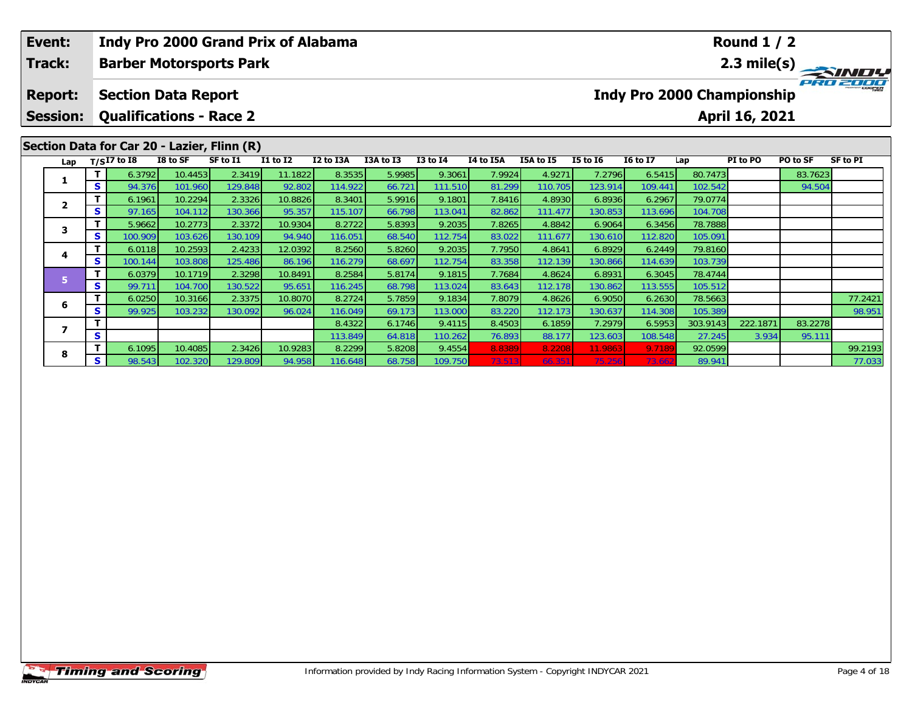| Event: | Indy Pro 2000 Grand Prix of Alabama | Round 1 / 2 |
|---|---|---|
| Track: | Barber Motorsports Park | 2.3 mile(s) |
| Report: | Section Data Report | Indy Pro 2000 Championship |
| Session: | Qualifications - Race 2 | April 16, 2021 |

## Section Data for Car 20 - Lazier, Flinn (R)

| Lap | T/S | I7 to I8 | I8 to SF | SF to I1 | I1 to I2 | I2 to I3A | I3A to I3 | I3 to I4 | I4 to I5A | I5A to I5 | I5 to I6 | I6 to I7 | Lap | PI to PO | PO to SF | SF to PI |
|---|---|---|---|---|---|---|---|---|---|---|---|---|---|---|---|---|
| 1 | T | 6.3792 | 10.4453 | 2.3419 | 11.1822 | 8.3535 | 5.9985 | 9.3061 | 7.9924 | 4.9271 | 7.2796 | 6.5415 | 80.7473 | | 83.7623 | |
| | S | 94.376 | 101.960 | 129.848 | 92.802 | 114.922 | 66.721 | 111.510 | 81.299 | 110.705 | 123.914 | 109.441 | 102.542 | | 94.504 | |
| 2 | T | 6.1961 | 10.2294 | 2.3326 | 10.8826 | 8.3401 | 5.9916 | 9.1801 | 7.8416 | 4.8930 | 6.8936 | 6.2967 | 79.0774 | | | |
| | S | 97.165 | 104.112 | 130.366 | 95.357 | 115.107 | 66.798 | 113.041 | 82.862 | 111.477 | 130.853 | 113.696 | 104.708 | | | |
| 3 | T | 5.9662 | 10.2773 | 2.3372 | 10.9304 | 8.2722 | 5.8393 | 9.2035 | 7.8265 | 4.8842 | 6.9064 | 6.3456 | 78.7888 | | | |
| | S | 100.909 | 103.626 | 130.109 | 94.940 | 116.051 | 68.540 | 112.754 | 83.022 | 111.677 | 130.610 | 112.820 | 105.091 | | | |
| 4 | T | 6.0118 | 10.2593 | 2.4233 | 12.0392 | 8.2560 | 5.8260 | 9.2035 | 7.7950 | 4.8641 | 6.8929 | 6.2449 | 79.8160 | | | |
| | S | 100.144 | 103.808 | 125.486 | 86.196 | 116.279 | 68.697 | 112.754 | 83.358 | 112.139 | 130.866 | 114.639 | 103.739 | | | |
| 5 | T | 6.0379 | 10.1719 | 2.3298 | 10.8491 | 8.2584 | 5.8174 | 9.1815 | 7.7684 | 4.8624 | 6.8931 | 6.3045 | 78.4744 | | | |
| | S | 99.711 | 104.700 | 130.522 | 95.651 | 116.245 | 68.798 | 113.024 | 83.643 | 112.178 | 130.862 | 113.555 | 105.512 | | | |
| 6 | T | 6.0250 | 10.3166 | 2.3375 | 10.8070 | 8.2724 | 5.7859 | 9.1834 | 7.8079 | 4.8626 | 6.9050 | 6.2630 | 78.5663 | | | 77.2421 |
| | S | 99.925 | 103.232 | 130.092 | 96.024 | 116.049 | 69.173 | 113.000 | 83.220 | 112.173 | 130.637 | 114.308 | 105.389 | | | 98.951 |
| 7 | T | | | | | 8.4322 | 6.1746 | 9.4115 | 8.4503 | 6.1859 | 7.2979 | 6.5953 | 303.9143 | 222.1871 | 83.2278 | |
| | S | | | | | 113.849 | 64.818 | 110.262 | 76.893 | 88.177 | 123.603 | 108.548 | 27.245 | 3.934 | 95.111 | |
| 8 | T | 6.1095 | 10.4085 | 2.3426 | 10.9283 | 8.2299 | 5.8208 | 9.4554 | 8.8389 | 8.2208 | 11.9863 | 9.7189 | 92.0599 | | | 99.2193 |
| | S | 98.543 | 102.320 | 129.809 | 94.958 | 116.648 | 68.758 | 109.750 | 73.513 | 66.351 | 75.256 | 73.662 | 89.941 | | | 77.033 |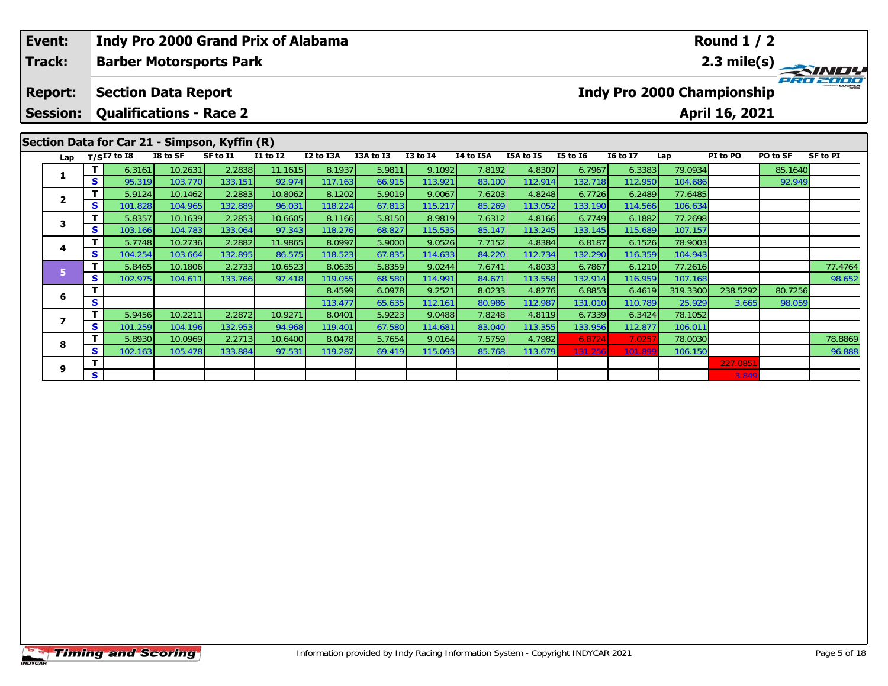| Event: | Indy Pro 2000 Grand Prix of Alabama | Round 1 / 2 |
|---|---|---|
| Track: | Barber Motorsports Park | 2.3 mile(s) |
| Report: | Section Data Report | Indy Pro 2000 Championship |
| Session: | Qualifications - Race 2 | April 16, 2021 |

## Section Data for Car 21 - Simpson, Kyffin (R)

| Lap | T/S | I7 to I8 | I8 to SF | SF to I1 | I1 to I2 | I2 to I3A | I3A to I3 | I3 to I4 | I4 to I5A | I5A to I5 | I5 to I6 | I6 to I7 | Lap | PI to PO | PO to SF | SF to PI |
|---|---|---|---|---|---|---|---|---|---|---|---|---|---|---|---|---|
| 1 | T | 6.3161 | 10.2631 | 2.2838 | 11.1615 | 8.1937 | 5.9811 | 9.1092 | 7.8192 | 4.8307 | 6.7967 | 6.3383 | 79.0934 | | 85.1640 | |
| | S | 95.319 | 103.770 | 133.151 | 92.974 | 117.163 | 66.915 | 113.921 | 83.100 | 112.914 | 132.718 | 112.950 | 104.686 | | 92.949 | |
| 2 | T | 5.9124 | 10.1462 | 2.2883 | 10.8062 | 8.1202 | 5.9019 | 9.0067 | 7.6203 | 4.8248 | 6.7726 | 6.2489 | 77.6485 | | | |
| | S | 101.828 | 104.965 | 132.889 | 96.031 | 118.224 | 67.813 | 115.217 | 85.269 | 113.052 | 133.190 | 114.566 | 106.634 | | | |
| 3 | T | 5.8357 | 10.1639 | 2.2853 | 10.6605 | 8.1166 | 5.8150 | 8.9819 | 7.6312 | 4.8166 | 6.7749 | 6.1882 | 77.2698 | | | |
| | S | 103.166 | 104.783 | 133.064 | 97.343 | 118.276 | 68.827 | 115.535 | 85.147 | 113.245 | 133.145 | 115.689 | 107.157 | | | |
| 4 | T | 5.7748 | 10.2736 | 2.2882 | 11.9865 | 8.0997 | 5.9000 | 9.0526 | 7.7152 | 4.8384 | 6.8187 | 6.1526 | 78.9003 | | | |
| | S | 104.254 | 103.664 | 132.895 | 86.575 | 118.523 | 67.835 | 114.633 | 84.220 | 112.734 | 132.290 | 116.359 | 104.943 | | | |
| 5 | T | 5.8465 | 10.1806 | 2.2733 | 10.6523 | 8.0635 | 5.8359 | 9.0244 | 7.6741 | 4.8033 | 6.7867 | 6.1210 | 77.2616 | | | 77.4764 |
| | S | 102.975 | 104.611 | 133.766 | 97.418 | 119.055 | 68.580 | 114.991 | 84.671 | 113.558 | 132.914 | 116.959 | 107.168 | | | 98.652 |
| 6 | T | | | | | 8.4599 | 6.0978 | 9.2521 | 8.0233 | 4.8276 | 6.8853 | 6.4619 | 319.3300 | 238.5292 | 80.7256 | |
| | S | | | | | 113.477 | 65.635 | 112.161 | 80.986 | 112.987 | 131.010 | 110.789 | 25.929 | 3.665 | 98.059 | |
| 7 | T | 5.9456 | 10.2211 | 2.2872 | 10.9271 | 8.0401 | 5.9223 | 9.0488 | 7.8248 | 4.8119 | 6.7339 | 6.3424 | 78.1052 | | | |
| | S | 101.259 | 104.196 | 132.953 | 94.968 | 119.401 | 67.580 | 114.681 | 83.040 | 113.355 | 133.956 | 112.877 | 106.011 | | | |
| 8 | T | 5.8930 | 10.0969 | 2.2713 | 10.6400 | 8.0478 | 5.7654 | 9.0164 | 7.5759 | 4.7982 | 6.8724 | 7.0257 | 78.0030 | | | 78.8869 |
| | S | 102.163 | 105.478 | 133.884 | 97.531 | 119.287 | 69.419 | 115.093 | 85.768 | 113.679 | 131.256 | 101.899 | 106.150 | | | 96.888 |
| 9 | T | | | | | | | | | | | | | 227.0851 | | |
| | S | | | | | | | | | | | | | 3.849 | | |

Information provided by Indy Racing Information System - Copyright INDYCAR 2021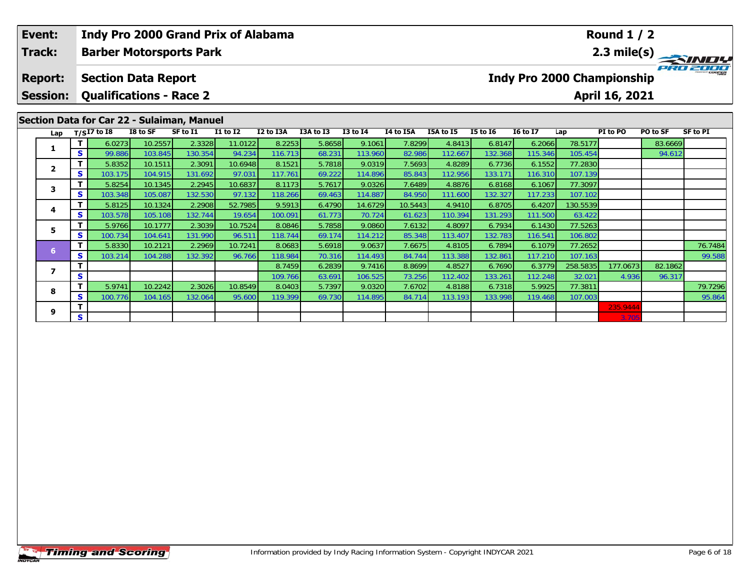| Event: | Indy Pro 2000 Grand Prix of Alabama | Round 1 / 2 |
|---|---|---|
| Track: | Barber Motorsports Park | 2.3 mile(s) |
| Report: | Section Data Report | Indy Pro 2000 Championship |
| Session: | Qualifications - Race 2 | April 16, 2021 |

## Section Data for Car 22 - Sulaiman, Manuel

| Lap | T/S | I7 to I8 | I8 to SF | SF to I1 | I1 to I2 | I2 to I3A | I3A to I3 | I3 to I4 | I4 to I5A | I5A to I5 | I5 to I6 | I6 to I7 | Lap | PI to PO | PO to SF | SF to PI |
|---|---|---|---|---|---|---|---|---|---|---|---|---|---|---|---|---|
| 1 | T | 6.0273 | 10.2557 | 2.3328 | 11.0122 | 8.2253 | 5.8658 | 9.1061 | 7.8299 | 4.8413 | 6.8147 | 6.2066 | 78.5177 | | 83.6669 | |
| | S | 99.886 | 103.845 | 130.354 | 94.234 | 116.713 | 68.231 | 113.960 | 82.986 | 112.667 | 132.368 | 115.346 | 105.454 | | 94.612 | |
| 2 | T | 5.8352 | 10.1511 | 2.3091 | 10.6948 | 8.1521 | 5.7818 | 9.0319 | 7.5693 | 4.8289 | 6.7736 | 6.1552 | 77.2830 | | | |
| | S | 103.175 | 104.915 | 131.692 | 97.031 | 117.761 | 69.222 | 114.896 | 85.843 | 112.956 | 133.171 | 116.310 | 107.139 | | | |
| 3 | T | 5.8254 | 10.1345 | 2.2945 | 10.6837 | 8.1173 | 5.7617 | 9.0326 | 7.6489 | 4.8876 | 6.8168 | 6.1067 | 77.3097 | | | |
| | S | 103.348 | 105.087 | 132.530 | 97.132 | 118.266 | 69.463 | 114.887 | 84.950 | 111.600 | 132.327 | 117.233 | 107.102 | | | |
| 4 | T | 5.8125 | 10.1324 | 2.2908 | 52.7985 | 9.5913 | 6.4790 | 14.6729 | 10.5443 | 4.9410 | 6.8705 | 6.4207 | 130.5539 | | | |
| | S | 103.578 | 105.108 | 132.744 | 19.654 | 100.091 | 61.773 | 70.724 | 61.623 | 110.394 | 131.293 | 111.500 | 63.422 | | | |
| 5 | T | 5.9766 | 10.1777 | 2.3039 | 10.7524 | 8.0846 | 5.7858 | 9.0860 | 7.6132 | 4.8097 | 6.7934 | 6.1430 | 77.5263 | | | |
| | S | 100.734 | 104.641 | 131.990 | 96.511 | 118.744 | 69.174 | 114.212 | 85.348 | 113.407 | 132.783 | 116.541 | 106.802 | | | |
| 6 | T | 5.8330 | 10.2121 | 2.2969 | 10.7241 | 8.0683 | 5.6918 | 9.0637 | 7.6675 | 4.8105 | 6.7894 | 6.1079 | 77.2652 | | | 76.7484 |
| | S | 103.214 | 104.288 | 132.392 | 96.766 | 118.984 | 70.316 | 114.493 | 84.744 | 113.388 | 132.861 | 117.210 | 107.163 | | | 99.588 |
| 7 | T | | | | | 8.7459 | 6.2839 | 9.7416 | 8.8699 | 4.8527 | 6.7690 | 6.3779 | 258.5835 | 177.0673 | 82.1862 | |
| | S | | | | | 109.766 | 63.691 | 106.525 | 73.256 | 112.402 | 133.261 | 112.248 | 32.021 | 4.936 | 96.317 | |
| 8 | T | 5.9741 | 10.2242 | 2.3026 | 10.8549 | 8.0403 | 5.7397 | 9.0320 | 7.6702 | 4.8188 | 6.7318 | 5.9925 | 77.3811 | | | 79.7296 |
| | S | 100.776 | 104.165 | 132.064 | 95.600 | 119.399 | 69.730 | 114.895 | 84.714 | 113.193 | 133.998 | 119.468 | 107.003 | | | 95.864 |
| 9 | T | | | | | | | | | | | | | 235.9444 | | |
| | S | | | | | | | | | | | | | 3.705 | | |

Information provided by Indy Racing Information System - Copyright INDYCAR 2021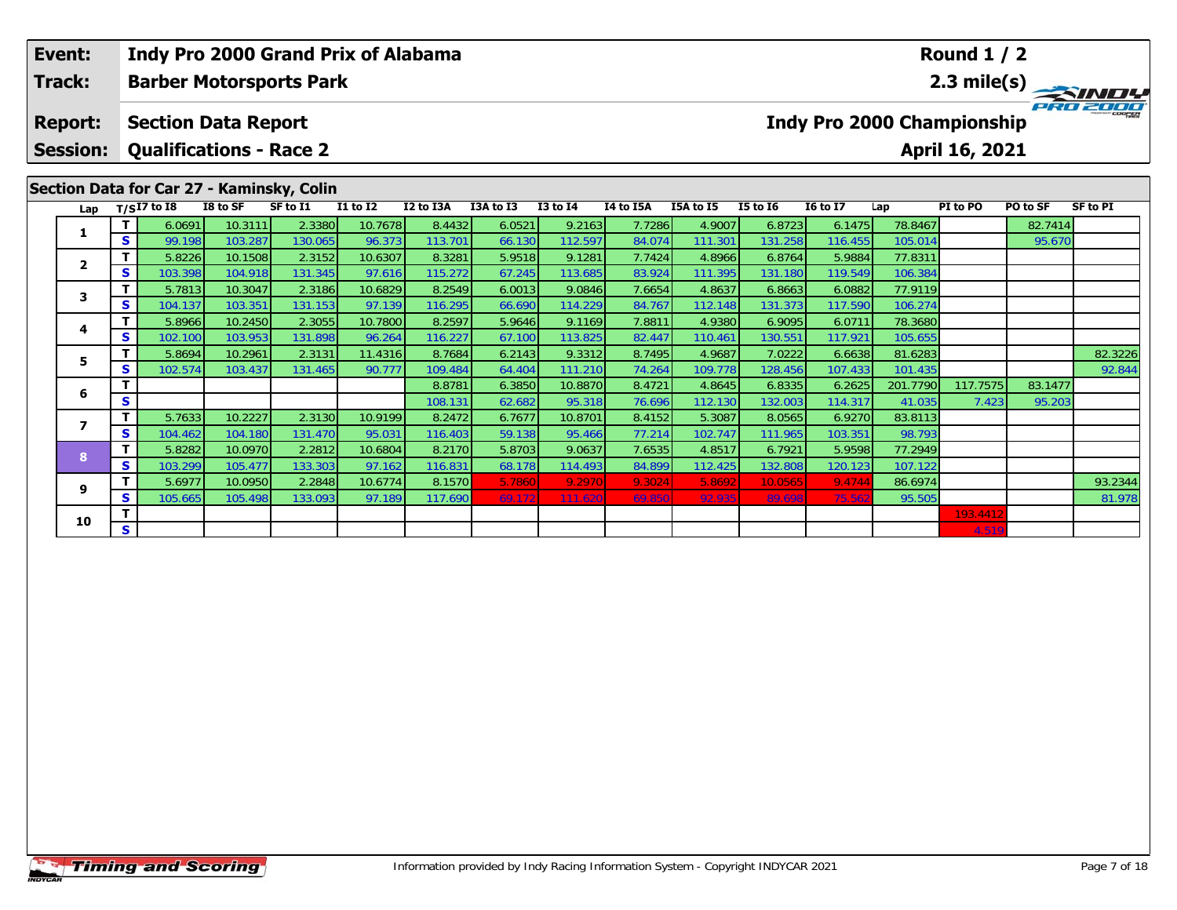| Event: | Indy Pro 2000 Grand Prix of Alabama | Round 1 / 2 |
|---|---|---|
| Track: | Barber Motorsports Park | 2.3 mile(s) |
| Report: | Section Data Report | Indy Pro 2000 Championship |
| Session: | Qualifications - Race 2 | April 16, 2021 |

## Section Data for Car 27 - Kaminsky, Colin

| Lap | T/S | I7 to I8 | I8 to SF | SF to I1 | I1 to I2 | I2 to I3A | I3A to I3 | I3 to I4 | I4 to I5A | I5A to I5 | I5 to I6 | I6 to I7 | Lap | PI to PO | PO to SF | SF to PI |
|---|---|---|---|---|---|---|---|---|---|---|---|---|---|---|---|---|
| 1 | T | 6.0691 | 10.3111 | 2.3380 | 10.7678 | 8.4432 | 6.0521 | 9.2163 | 7.7286 | 4.9007 | 6.8723 | 6.1475 | 78.8467 | | 82.7414 | |
| | S | 99.198 | 103.287 | 130.065 | 96.373 | 113.701 | 66.130 | 112.597 | 84.074 | 111.301 | 131.258 | 116.455 | 105.014 | | 95.670 | |
| 2 | T | 5.8226 | 10.1508 | 2.3152 | 10.6307 | 8.3281 | 5.9518 | 9.1281 | 7.7424 | 4.8966 | 6.8764 | 5.9884 | 77.8311 | | | |
| | S | 103.398 | 104.918 | 131.345 | 97.616 | 115.272 | 67.245 | 113.685 | 83.924 | 111.395 | 131.180 | 119.549 | 106.384 | | | |
| 3 | T | 5.7813 | 10.3047 | 2.3186 | 10.6829 | 8.2549 | 6.0013 | 9.0846 | 7.6654 | 4.8637 | 6.8663 | 6.0882 | 77.9119 | | | |
| | S | 104.137 | 103.351 | 131.153 | 97.139 | 116.295 | 66.690 | 114.229 | 84.767 | 112.148 | 131.373 | 117.590 | 106.274 | | | |
| 4 | T | 5.8966 | 10.2450 | 2.3055 | 10.7800 | 8.2597 | 5.9646 | 9.1169 | 7.8811 | 4.9380 | 6.9095 | 6.0711 | 78.3680 | | | |
| | S | 102.100 | 103.953 | 131.898 | 96.264 | 116.227 | 67.100 | 113.825 | 82.447 | 110.461 | 130.551 | 117.921 | 105.655 | | | |
| 5 | T | 5.8694 | 10.2961 | 2.3131 | 11.4316 | 8.7684 | 6.2143 | 9.3312 | 8.7495 | 4.9687 | 7.0222 | 6.6638 | 81.6283 | | | 82.3226 |
| | S | 102.574 | 103.437 | 131.465 | 90.777 | 109.484 | 64.404 | 111.210 | 74.264 | 109.778 | 128.456 | 107.433 | 101.435 | | | 92.844 |
| 6 | T | | | | | 8.8781 | 6.3850 | 10.8870 | 8.4721 | 4.8645 | 6.8335 | 6.2625 | 201.7790 | 117.7575 | 83.1477 | |
| | S | | | | | 108.131 | 62.682 | 95.318 | 76.696 | 112.130 | 132.003 | 114.317 | 41.035 | 7.423 | 95.203 | |
| 7 | T | 5.7633 | 10.2227 | 2.3130 | 10.9199 | 8.2472 | 6.7677 | 10.8701 | 8.4152 | 5.3087 | 8.0565 | 6.9270 | 83.8113 | | | |
| | S | 104.462 | 104.180 | 131.470 | 95.031 | 116.403 | 59.138 | 95.466 | 77.214 | 102.747 | 111.965 | 103.351 | 98.793 | | | |
| 8 | T | 5.8282 | 10.0970 | 2.2812 | 10.6804 | 8.2170 | 5.8703 | 9.0637 | 7.6535 | 4.8517 | 6.7921 | 5.9598 | 77.2949 | | | |
| | S | 103.299 | 105.477 | 133.303 | 97.162 | 116.831 | 68.178 | 114.493 | 84.899 | 112.425 | 132.808 | 120.123 | 107.122 | | | |
| 9 | T | 5.6977 | 10.0950 | 2.2848 | 10.6774 | 8.1570 | 5.7860 | 9.2970 | 9.3024 | 5.8692 | 10.0565 | 9.4744 | 86.6974 | | | 93.2344 |
| | S | 105.665 | 105.498 | 133.093 | 97.189 | 117.690 | 69.172 | 111.620 | 69.850 | 92.935 | 89.698 | 75.562 | 95.505 | | | 81.978 |
| 10 | T | | | | | | | | | | | | | 193.4412 | | |
| | S | | | | | | | | | | | | | 4.519 | | |

Information provided by Indy Racing Information System - Copyright INDYCAR 2021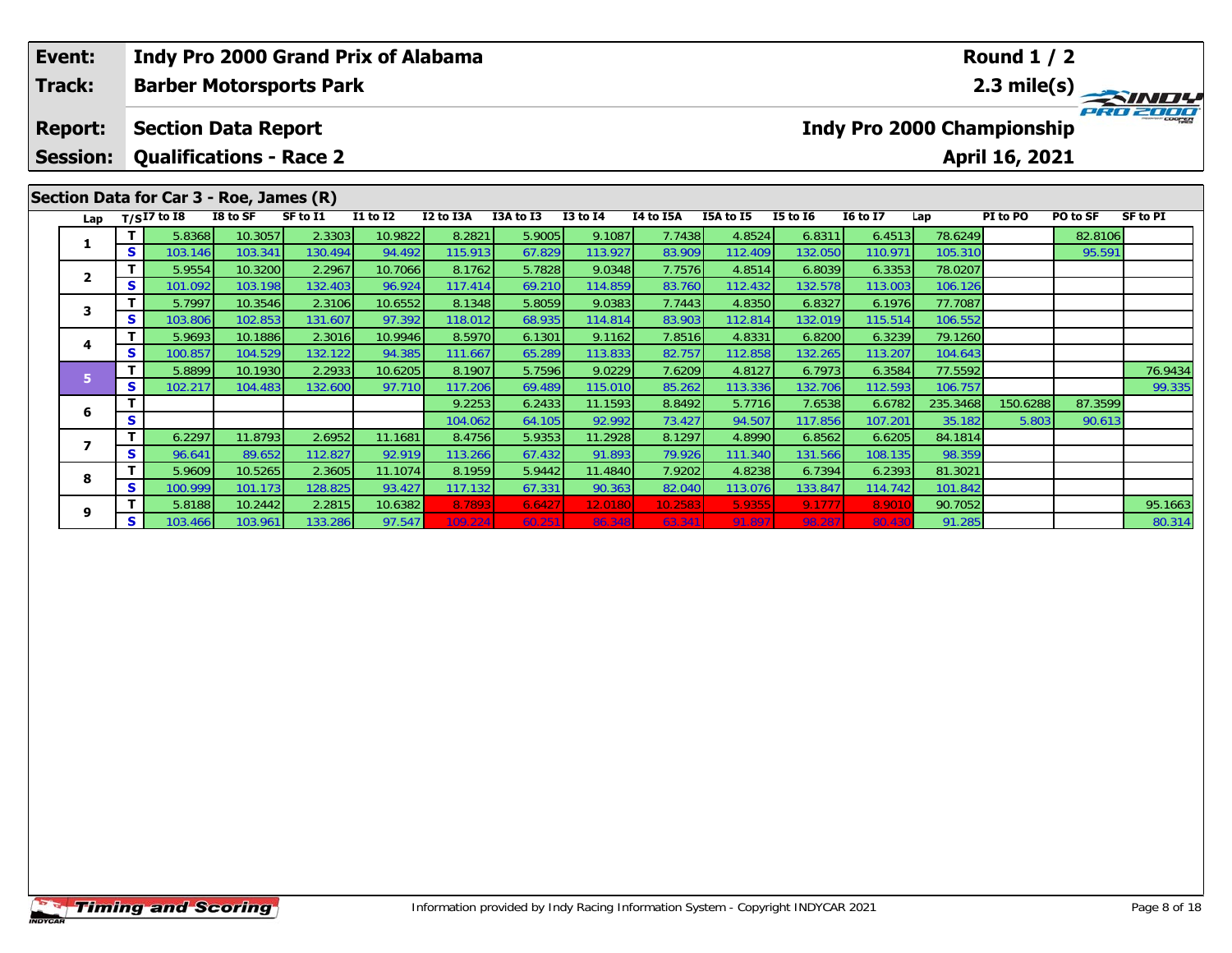| Event: | Indy Pro 2000 Grand Prix of Alabama | Round 1 / 2 |
|---|---|---|
| Track: | Barber Motorsports Park | 2.3 mile(s) |
| Report: | Section Data Report | Indy Pro 2000 Championship |
| Session: | Qualifications - Race 2 | April 16, 2021 |

## Section Data for Car 3 - Roe, James (R)

| Lap | T/S | I7 to I8 | I8 to SF | SF to I1 | I1 to I2 | I2 to I3A | I3A to I3 | I3 to I4 | I4 to I5A | I5A to I5 | I5 to I6 | I6 to I7 | Lap | PI to PO | PO to SF | SF to PI |
|---|---|---|---|---|---|---|---|---|---|---|---|---|---|---|---|---|
| 1 | T | 5.8368 | 10.3057 | 2.3303 | 10.9822 | 8.2821 | 5.9005 | 9.1087 | 7.7438 | 4.8524 | 6.8311 | 6.4513 | 78.6249 | | 82.8106 | |
| | S | 103.146 | 103.341 | 130.494 | 94.492 | 115.913 | 67.829 | 113.927 | 83.909 | 112.409 | 132.050 | 110.971 | 105.310 | | 95.591 | |
| 2 | T | 5.9554 | 10.3200 | 2.2967 | 10.7066 | 8.1762 | 5.7828 | 9.0348 | 7.7576 | 4.8514 | 6.8039 | 6.3353 | 78.0207 | | | |
| | S | 101.092 | 103.198 | 132.403 | 96.924 | 117.414 | 69.210 | 114.859 | 83.760 | 112.432 | 132.578 | 113.003 | 106.126 | | | |
| 3 | T | 5.7997 | 10.3546 | 2.3106 | 10.6552 | 8.1348 | 5.8059 | 9.0383 | 7.7443 | 4.8350 | 6.8327 | 6.1976 | 77.7087 | | | |
| | S | 103.806 | 102.853 | 131.607 | 97.392 | 118.012 | 68.935 | 114.814 | 83.903 | 112.814 | 132.019 | 115.514 | 106.552 | | | |
| 4 | T | 5.9693 | 10.1886 | 2.3016 | 10.9946 | 8.5970 | 6.1301 | 9.1162 | 7.8516 | 4.8331 | 6.8200 | 6.3239 | 79.1260 | | | |
| | S | 100.857 | 104.529 | 132.122 | 94.385 | 111.667 | 65.289 | 113.833 | 82.757 | 112.858 | 132.265 | 113.207 | 104.643 | | | |
| 5 | T | 5.8899 | 10.1930 | 2.2933 | 10.6205 | 8.1907 | 5.7596 | 9.0229 | 7.6209 | 4.8127 | 6.7973 | 6.3584 | 77.5592 | | | 76.9434 |
| | S | 102.217 | 104.483 | 132.600 | 97.710 | 117.206 | 69.489 | 115.010 | 85.262 | 113.336 | 132.706 | 112.593 | 106.757 | | | 99.335 |
| 6 | T | | | | | 9.2253 | 6.2433 | 11.1593 | 8.8492 | 5.7716 | 7.6538 | 6.6782 | 235.3468 | 150.6288 | 87.3599 | |
| | S | | | | | 104.062 | 64.105 | 92.992 | 73.427 | 94.507 | 117.856 | 107.201 | 35.182 | 5.803 | 90.613 | |
| 7 | T | 6.2297 | 11.8793 | 2.6952 | 11.1681 | 8.4756 | 5.9353 | 11.2928 | 8.1297 | 4.8990 | 6.8562 | 6.6205 | 84.1814 | | | |
| | S | 96.641 | 89.652 | 112.827 | 92.919 | 113.266 | 67.432 | 91.893 | 79.926 | 111.340 | 131.566 | 108.135 | 98.359 | | | |
| 8 | T | 5.9609 | 10.5265 | 2.3605 | 11.1074 | 8.1959 | 5.9442 | 11.4840 | 7.9202 | 4.8238 | 6.7394 | 6.2393 | 81.3021 | | | |
| | S | 100.999 | 101.173 | 128.825 | 93.427 | 117.132 | 67.331 | 90.363 | 82.040 | 113.076 | 133.847 | 114.742 | 101.842 | | | |
| 9 | T | 5.8188 | 10.2442 | 2.2815 | 10.6382 | 8.7893 | 6.6427 | 12.0180 | 10.2583 | 5.9355 | 9.1777 | 8.9010 | 90.7052 | | | 95.1663 |
| | S | 103.466 | 103.961 | 133.286 | 97.547 | 109.224 | 60.251 | 86.348 | 63.341 | 91.897 | 98.287 | 80.430 | 91.285 | | | 80.314 |

Information provided by Indy Racing Information System - Copyright INDYCAR 2021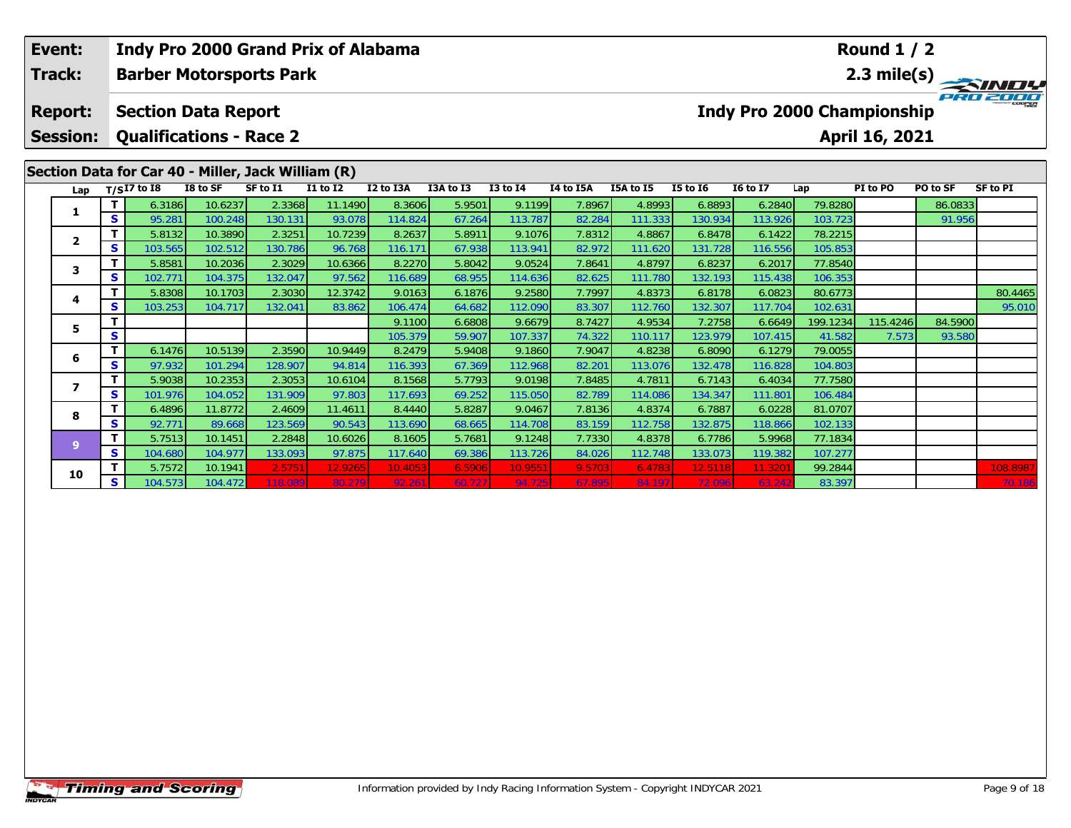| Event: | Indy Pro 2000 Grand Prix of Alabama | Round 1 / 2 |
|---|---|---|
| Track: | Barber Motorsports Park | 2.3 mile(s) |
| Report: | Section Data Report | Indy Pro 2000 Championship |
| Session: | Qualifications - Race 2 | April 16, 2021 |

## Section Data for Car 40 - Miller, Jack William (R)

| Lap | T/S | I7 to I8 | I8 to SF | SF to I1 | I1 to I2 | I2 to I3A | I3A to I3 | I3 to I4 | I4 to I5A | I5A to I5 | I5 to I6 | I6 to I7 | Lap | PI to PO | PO to SF | SF to PI |
|---|---|---|---|---|---|---|---|---|---|---|---|---|---|---|---|---|
| 1 | T | 6.3186 | 10.6237 | 2.3368 | 11.1490 | 8.3606 | 5.9501 | 9.1199 | 7.8967 | 4.8993 | 6.8893 | 6.2840 | 79.8280 | | 86.0833 | |
| | S | 95.281 | 100.248 | 130.131 | 93.078 | 114.824 | 67.264 | 113.787 | 82.284 | 111.333 | 130.934 | 113.926 | 103.723 | | 91.956 | |
| 2 | T | 5.8132 | 10.3890 | 2.3251 | 10.7239 | 8.2637 | 5.8911 | 9.1076 | 7.8312 | 4.8867 | 6.8478 | 6.1422 | 78.2215 | | | |
| | S | 103.565 | 102.512 | 130.786 | 96.768 | 116.171 | 67.938 | 113.941 | 82.972 | 111.620 | 131.728 | 116.556 | 105.853 | | | |
| 3 | T | 5.8581 | 10.2036 | 2.3029 | 10.6366 | 8.2270 | 5.8042 | 9.0524 | 7.8641 | 4.8797 | 6.8237 | 6.2017 | 77.8540 | | | |
| | S | 102.771 | 104.375 | 132.047 | 97.562 | 116.689 | 68.955 | 114.636 | 82.625 | 111.780 | 132.193 | 115.438 | 106.353 | | | |
| 4 | T | 5.8308 | 10.1703 | 2.3030 | 12.3742 | 9.0163 | 6.1876 | 9.2580 | 7.7997 | 4.8373 | 6.8178 | 6.0823 | 80.6773 | | | 80.4465 |
| | S | 103.253 | 104.717 | 132.041 | 83.862 | 106.474 | 64.682 | 112.090 | 83.307 | 112.760 | 132.307 | 117.704 | 102.631 | | | 95.010 |
| 5 | T | | | | | 9.1100 | 6.6808 | 9.6679 | 8.7427 | 4.9534 | 7.2758 | 6.6649 | 199.1234 | 115.4246 | 84.5900 | |
| | S | | | | | 105.379 | 59.907 | 107.337 | 74.322 | 110.117 | 123.979 | 107.415 | 41.582 | 7.573 | 93.580 | |
| 6 | T | 6.1476 | 10.5139 | 2.3590 | 10.9449 | 8.2479 | 5.9408 | 9.1860 | 7.9047 | 4.8238 | 6.8090 | 6.1279 | 79.0055 | | | |
| | S | 97.932 | 101.294 | 128.907 | 94.814 | 116.393 | 67.369 | 112.968 | 82.201 | 113.076 | 132.478 | 116.828 | 104.803 | | | |
| 7 | T | 5.9038 | 10.2353 | 2.3053 | 10.6104 | 8.1568 | 5.7793 | 9.0198 | 7.8485 | 4.7811 | 6.7143 | 6.4034 | 77.7580 | | | |
| | S | 101.976 | 104.052 | 131.909 | 97.803 | 117.693 | 69.252 | 115.050 | 82.789 | 114.086 | 134.347 | 111.801 | 106.484 | | | |
| 8 | T | 6.4896 | 11.8772 | 2.4609 | 11.4611 | 8.4440 | 5.8287 | 9.0467 | 7.8136 | 4.8374 | 6.7887 | 6.0228 | 81.0707 | | | |
| | S | 92.771 | 89.668 | 123.569 | 90.543 | 113.690 | 68.665 | 114.708 | 83.159 | 112.758 | 132.875 | 118.866 | 102.133 | | | |
| 9 | T | 5.7513 | 10.1451 | 2.2848 | 10.6026 | 8.1605 | 5.7681 | 9.1248 | 7.7330 | 4.8378 | 6.7786 | 5.9968 | 77.1834 | | | |
| | S | 104.680 | 104.977 | 133.093 | 97.875 | 117.640 | 69.386 | 113.726 | 84.026 | 112.748 | 133.073 | 119.382 | 107.277 | | | |
| 10 | T | 5.7572 | 10.1941 | 2.5751 | 12.9265 | 10.4053 | 6.5906 | 10.9551 | 9.5703 | 6.4783 | 12.5118 | 11.3201 | 99.2844 | | | 108.8987 |
| | S | 104.573 | 104.472 | 118.089 | 80.279 | 92.261 | 60.727 | 94.725 | 67.895 | 84.197 | 72.096 | 63.242 | 83.397 | | | 70.186 |

Information provided by Indy Racing Information System - Copyright INDYCAR 2021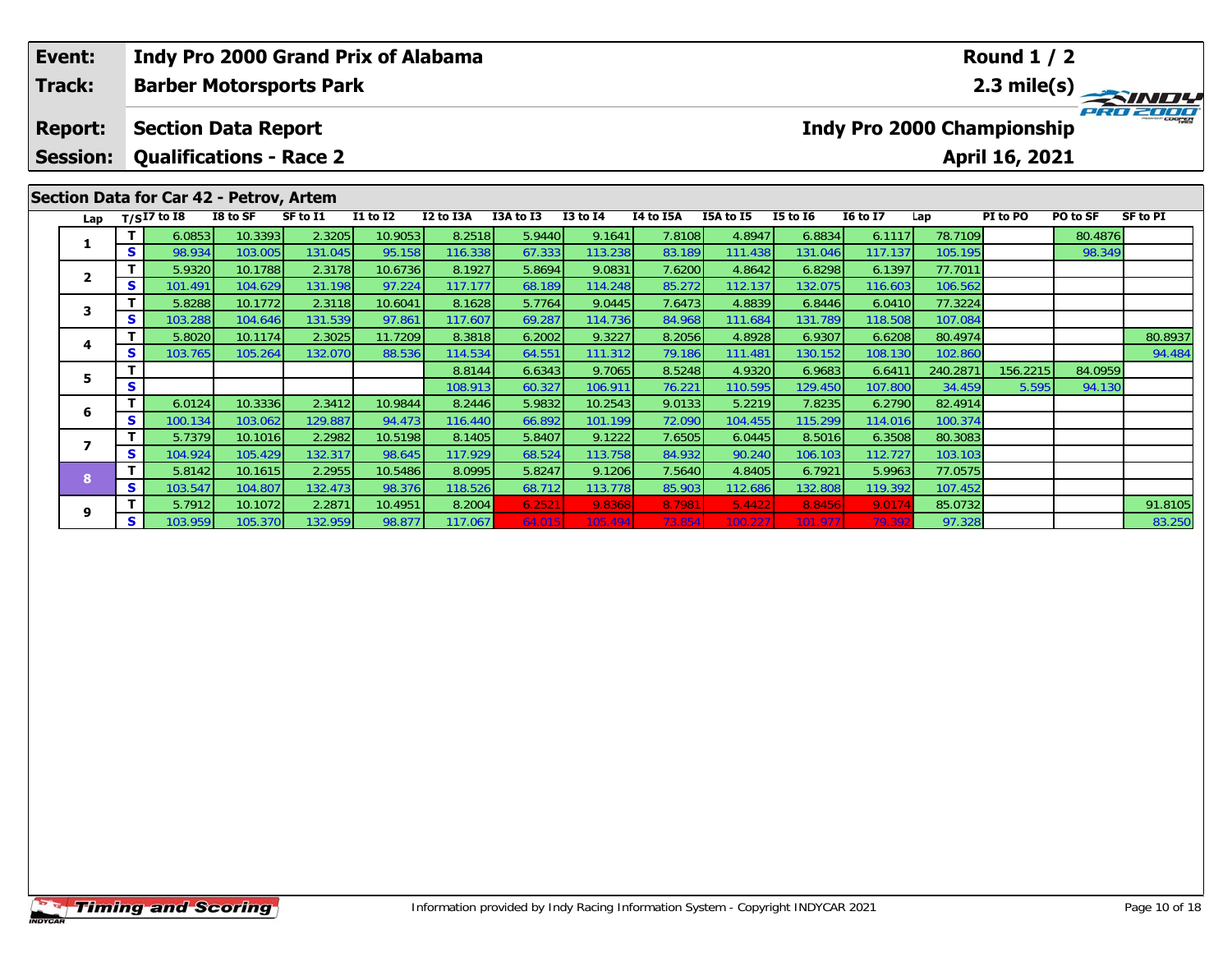| Event: | Indy Pro 2000 Grand Prix of Alabama | Round 1 / 2 |
|---|---|---|
| Track: | Barber Motorsports Park | 2.3 mile(s) |
| Report: | Section Data Report | Indy Pro 2000 Championship |
| Session: | Qualifications - Race 2 | April 16, 2021 |

## Section Data for Car 42 - Petrov, Artem

| Lap | T/S | I7 to I8 | I8 to SF | SF to I1 | I1 to I2 | I2 to I3A | I3A to I3 | I3 to I4 | I4 to I5A | I5A to I5 | I5 to I6 | I6 to I7 | Lap | PI to PO | PO to SF | SF to PI |
|---|---|---|---|---|---|---|---|---|---|---|---|---|---|---|---|---|
| 1 | T | 6.0853 | 10.3393 | 2.3205 | 10.9053 | 8.2518 | 5.9440 | 9.1641 | 7.8108 | 4.8947 | 6.8834 | 6.1117 | 78.7109 | | 80.4876 | |
| | S | 98.934 | 103.005 | 131.045 | 95.158 | 116.338 | 67.333 | 113.238 | 83.189 | 111.438 | 131.046 | 117.137 | 105.195 | | 98.349 | |
| 2 | T | 5.9320 | 10.1788 | 2.3178 | 10.6736 | 8.1927 | 5.8694 | 9.0831 | 7.6200 | 4.8642 | 6.8298 | 6.1397 | 77.7011 | | | |
| | S | 101.491 | 104.629 | 131.198 | 97.224 | 117.177 | 68.189 | 114.248 | 85.272 | 112.137 | 132.075 | 116.603 | 106.562 | | | |
| 3 | T | 5.8288 | 10.1772 | 2.3118 | 10.6041 | 8.1628 | 5.7764 | 9.0445 | 7.6473 | 4.8839 | 6.8446 | 6.0410 | 77.3224 | | | |
| | S | 103.288 | 104.646 | 131.539 | 97.861 | 117.607 | 69.287 | 114.736 | 84.968 | 111.684 | 131.789 | 118.508 | 107.084 | | | |
| 4 | T | 5.8020 | 10.1174 | 2.3025 | 11.7209 | 8.3818 | 6.2002 | 9.3227 | 8.2056 | 4.8928 | 6.9307 | 6.6208 | 80.4974 | | | 80.8937 |
| | S | 103.765 | 105.264 | 132.070 | 88.536 | 114.534 | 64.551 | 111.312 | 79.186 | 111.481 | 130.152 | 108.130 | 102.860 | | | 94.484 |
| 5 | T | | | | | 8.8144 | 6.6343 | 9.7065 | 8.5248 | 4.9320 | 6.9683 | 6.6411 | 240.2871 | 156.2215 | 84.0959 | |
| | S | | | | | 108.913 | 60.327 | 106.911 | 76.221 | 110.595 | 129.450 | 107.800 | 34.459 | 5.595 | 94.130 | |
| 6 | T | 6.0124 | 10.3336 | 2.3412 | 10.9844 | 8.2446 | 5.9832 | 10.2543 | 9.0133 | 5.2219 | 7.8235 | 6.2790 | 82.4914 | | | |
| | S | 100.134 | 103.062 | 129.887 | 94.473 | 116.440 | 66.892 | 101.199 | 72.090 | 104.455 | 115.299 | 114.016 | 100.374 | | | |
| 7 | T | 5.7379 | 10.1016 | 2.2982 | 10.5198 | 8.1405 | 5.8407 | 9.1222 | 7.6505 | 6.0445 | 8.5016 | 6.3508 | 80.3083 | | | |
| | S | 104.924 | 105.429 | 132.317 | 98.645 | 117.929 | 68.524 | 113.758 | 84.932 | 90.240 | 106.103 | 112.727 | 103.103 | | | |
| 8 | T | 5.8142 | 10.1615 | 2.2955 | 10.5486 | 8.0995 | 5.8247 | 9.1206 | 7.5640 | 4.8405 | 6.7921 | 5.9963 | 77.0575 | | | |
| | S | 103.547 | 104.807 | 132.473 | 98.376 | 118.526 | 68.712 | 113.778 | 85.903 | 112.686 | 132.808 | 119.392 | 107.452 | | | |
| 9 | T | 5.7912 | 10.1072 | 2.2871 | 10.4951 | 8.2004 | 6.2521 | 9.8368 | 8.7981 | 5.4422 | 8.8456 | 9.0174 | 85.0732 | | | 91.8105 |
| | S | 103.959 | 105.370 | 132.959 | 98.877 | 117.067 | 64.015 | 105.494 | 73.854 | 100.227 | 101.977 | 79.392 | 97.328 | | | 83.250 |

Information provided by Indy Racing Information System - Copyright INDYCAR 2021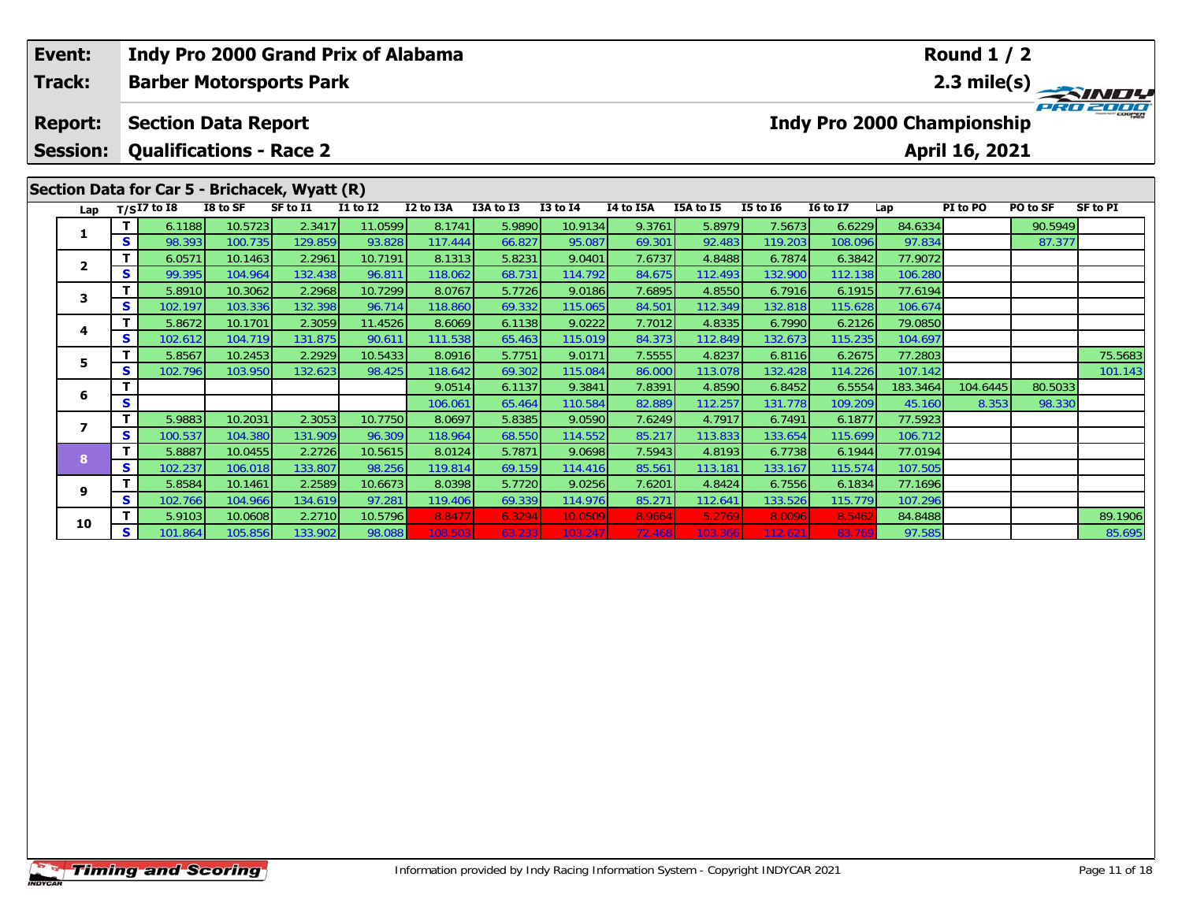| Event: | Indy Pro 2000 Grand Prix of Alabama | Round 1 / 2 |
|---|---|---|
| Track: | Barber Motorsports Park | 2.3 mile(s) |
| Report: | Section Data Report | Indy Pro 2000 Championship |
| Session: | Qualifications - Race 2 | April 16, 2021 |

## Section Data for Car 5 - Brichacek, Wyatt (R)

| Lap | T/S | I7 to I8 | I8 to SF | SF to I1 | I1 to I2 | I2 to I3A | I3A to I3 | I3 to I4 | I4 to I5A | I5A to I5 | I5 to I6 | I6 to I7 | Lap | PI to PO | PO to SF | SF to PI |
|---|---|---|---|---|---|---|---|---|---|---|---|---|---|---|---|---|
| 1 | T | 6.1188 | 10.5723 | 2.3417 | 11.0599 | 8.1741 | 5.9890 | 10.9134 | 9.3761 | 5.8979 | 7.5673 | 6.6229 | 84.6334 | | 90.5949 | |
| | S | 98.393 | 100.735 | 129.859 | 93.828 | 117.444 | 66.827 | 95.087 | 69.301 | 92.483 | 119.203 | 108.096 | 97.834 | | 87.377 | |
| 2 | T | 6.0571 | 10.1463 | 2.2961 | 10.7191 | 8.1313 | 5.8231 | 9.0401 | 7.6737 | 4.8488 | 6.7874 | 6.3842 | 77.9072 | | | |
| | S | 99.395 | 104.964 | 132.438 | 96.811 | 118.062 | 68.731 | 114.792 | 84.675 | 112.493 | 132.900 | 112.138 | 106.280 | | | |
| 3 | T | 5.8910 | 10.3062 | 2.2968 | 10.7299 | 8.0767 | 5.7726 | 9.0186 | 7.6895 | 4.8550 | 6.7916 | 6.1915 | 77.6194 | | | |
| | S | 102.197 | 103.336 | 132.398 | 96.714 | 118.860 | 69.332 | 115.065 | 84.501 | 112.349 | 132.818 | 115.628 | 106.674 | | | |
| 4 | T | 5.8672 | 10.1701 | 2.3059 | 11.4526 | 8.6069 | 6.1138 | 9.0222 | 7.7012 | 4.8335 | 6.7990 | 6.2126 | 79.0850 | | | |
| | S | 102.612 | 104.719 | 131.875 | 90.611 | 111.538 | 65.463 | 115.019 | 84.373 | 112.849 | 132.673 | 115.235 | 104.697 | | | |
| 5 | T | 5.8567 | 10.2453 | 2.2929 | 10.5433 | 8.0916 | 5.7751 | 9.0171 | 7.5555 | 4.8237 | 6.8116 | 6.2675 | 77.2803 | | | 75.5683 |
| | S | 102.796 | 103.950 | 132.623 | 98.425 | 118.642 | 69.302 | 115.084 | 86.000 | 113.078 | 132.428 | 114.226 | 107.142 | | | 101.143 |
| 6 | T | | | | | 9.0514 | 6.1137 | 9.3841 | 7.8391 | 4.8590 | 6.8452 | 6.5554 | 183.3464 | 104.6445 | 80.5033 | |
| | S | | | | | 106.061 | 65.464 | 110.584 | 82.889 | 112.257 | 131.778 | 109.209 | 45.160 | 8.353 | 98.330 | |
| 7 | T | 5.9883 | 10.2031 | 2.3053 | 10.7750 | 8.0697 | 5.8385 | 9.0590 | 7.6249 | 4.7917 | 6.7491 | 6.1877 | 77.5923 | | | |
| | S | 100.537 | 104.380 | 131.909 | 96.309 | 118.964 | 68.550 | 114.552 | 85.217 | 113.833 | 133.654 | 115.699 | 106.712 | | | |
| 8 | T | 5.8887 | 10.0455 | 2.2726 | 10.5615 | 8.0124 | 5.7871 | 9.0698 | 7.5943 | 4.8193 | 6.7738 | 6.1944 | 77.0194 | | | |
| | S | 102.237 | 106.018 | 133.807 | 98.256 | 119.814 | 69.159 | 114.416 | 85.561 | 113.181 | 133.167 | 115.574 | 107.505 | | | |
| 9 | T | 5.8584 | 10.1461 | 2.2589 | 10.6673 | 8.0398 | 5.7720 | 9.0256 | 7.6201 | 4.8424 | 6.7556 | 6.1834 | 77.1696 | | | |
| | S | 102.766 | 104.966 | 134.619 | 97.281 | 119.406 | 69.339 | 114.976 | 85.271 | 112.641 | 133.526 | 115.779 | 107.296 | | | |
| 10 | T | 5.9103 | 10.0608 | 2.2710 | 10.5796 | 8.8477 | 6.3294 | 10.0509 | 8.9664 | 5.2769 | 8.0096 | 8.5462 | 84.8488 | | | 89.1906 |
| | S | 101.864 | 105.856 | 133.902 | 98.088 | 108.503 | 63.233 | 103.247 | 72.468 | 103.366 | 112.621 | 83.769 | 97.585 | | | 85.695 |

Information provided by Indy Racing Information System - Copyright INDYCAR 2021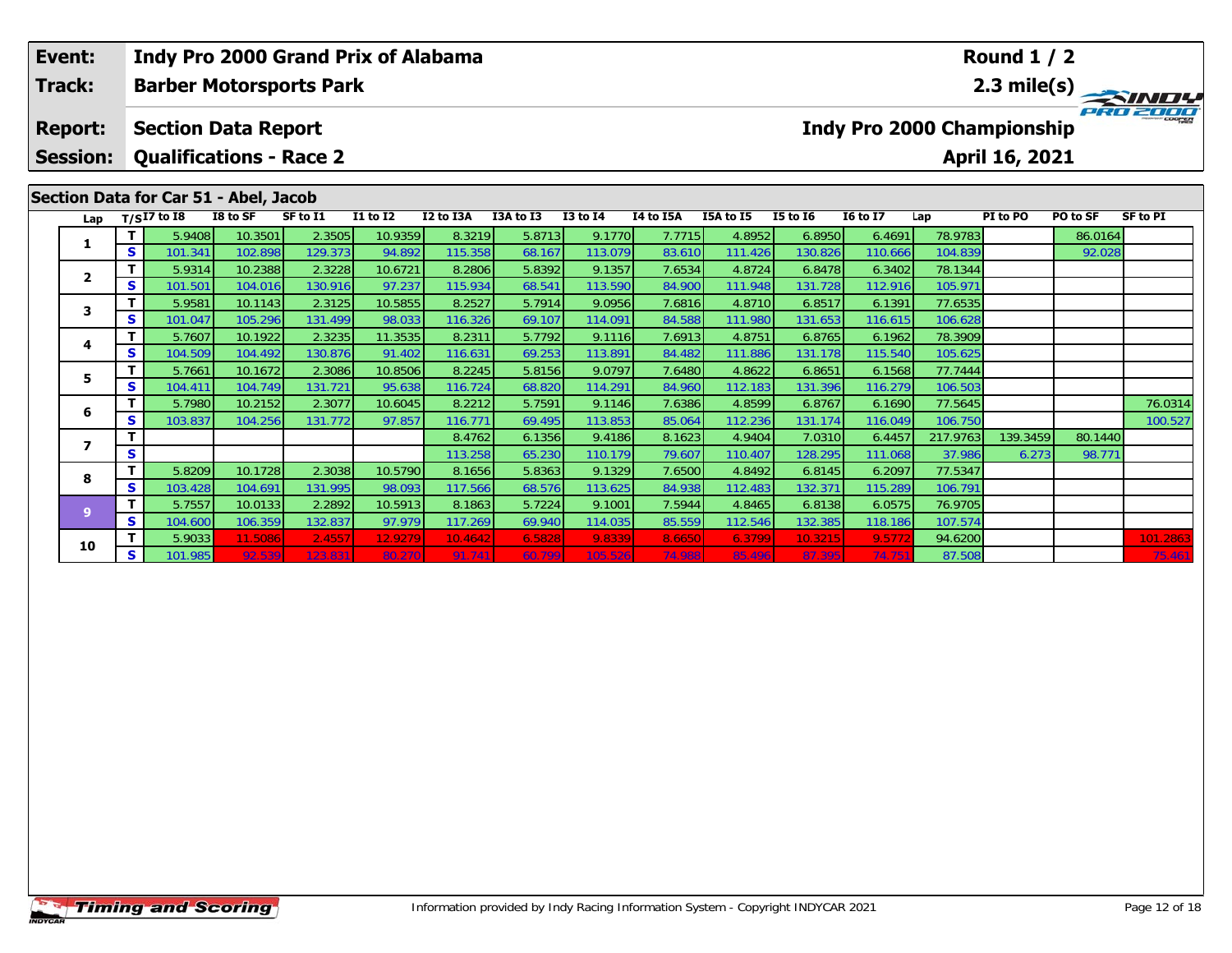**Event:** Indy Pro 2000 Grand Prix of Alabama
**Track:** Barber Motorsports Park
**Report:** Section Data Report
**Session:** Qualifications - Race 2

**Round 1 / 2**
**2.3 mile(s)**
**Indy Pro 2000 Championship**
**April 16, 2021**

## Section Data for Car 51 - Abel, Jacob

| Lap | T/S | I7 to I8 | I8 to SF | SF to I1 | I1 to I2 | I2 to I3A | I3A to I3 | I3 to I4 | I4 to I5A | I5A to I5 | I5 to I6 | I6 to I7 | Lap | PI to PO | PO to SF | SF to PI |
|---|---|---|---|---|---|---|---|---|---|---|---|---|---|---|---|---|
| 1 | T | 5.9408 | 10.3501 | 2.3505 | 10.9359 | 8.3219 | 5.8713 | 9.1770 | 7.7715 | 4.8952 | 6.8950 | 6.4691 | 78.9783 | | 86.0164 | |
| | S | 101.341 | 102.898 | 129.373 | 94.892 | 115.358 | 68.167 | 113.079 | 83.610 | 111.426 | 130.826 | 110.666 | 104.839 | | 92.028 | |
| 2 | T | 5.9314 | 10.2388 | 2.3228 | 10.6721 | 8.2806 | 5.8392 | 9.1357 | 7.6534 | 4.8724 | 6.8478 | 6.3402 | 78.1344 | | | |
| | S | 101.501 | 104.016 | 130.916 | 97.237 | 115.934 | 68.541 | 113.590 | 84.900 | 111.948 | 131.728 | 112.916 | 105.971 | | | |
| 3 | T | 5.9581 | 10.1143 | 2.3125 | 10.5855 | 8.2527 | 5.7914 | 9.0956 | 7.6816 | 4.8710 | 6.8517 | 6.1391 | 77.6535 | | | |
| | S | 101.047 | 105.296 | 131.499 | 98.033 | 116.326 | 69.107 | 114.091 | 84.588 | 111.980 | 131.653 | 116.615 | 106.628 | | | |
| 4 | T | 5.7607 | 10.1922 | 2.3235 | 11.3535 | 8.2311 | 5.7792 | 9.1116 | 7.6913 | 4.8751 | 6.8765 | 6.1962 | 78.3909 | | | |
| | S | 104.509 | 104.492 | 130.876 | 91.402 | 116.631 | 69.253 | 113.891 | 84.482 | 111.886 | 131.178 | 115.540 | 105.625 | | | |
| 5 | T | 5.7661 | 10.1672 | 2.3086 | 10.8506 | 8.2245 | 5.8156 | 9.0797 | 7.6480 | 4.8622 | 6.8651 | 6.1568 | 77.7444 | | | |
| | S | 104.411 | 104.749 | 131.721 | 95.638 | 116.724 | 68.820 | 114.291 | 84.960 | 112.183 | 131.396 | 116.279 | 106.503 | | | |
| 6 | T | 5.7980 | 10.2152 | 2.3077 | 10.6045 | 8.2212 | 5.7591 | 9.1146 | 7.6386 | 4.8599 | 6.8767 | 6.1690 | 77.5645 | | | 76.0314 |
| | S | 103.837 | 104.256 | 131.772 | 97.857 | 116.771 | 69.495 | 113.853 | 85.064 | 112.236 | 131.174 | 116.049 | 106.750 | | | 100.527 |
| 7 | T | | | | | 8.4762 | 6.1356 | 9.4186 | 8.1623 | 4.9404 | 7.0310 | 6.4457 | 217.9763 | 139.3459 | 80.1440 | |
| | S | | | | | 113.258 | 65.230 | 110.179 | 79.607 | 110.407 | 128.295 | 111.068 | 37.986 | 6.273 | 98.771 | |
| 8 | T | 5.8209 | 10.1728 | 2.3038 | 10.5790 | 8.1656 | 5.8363 | 9.1329 | 7.6500 | 4.8492 | 6.8145 | 6.2097 | 77.5347 | | | |
| | S | 103.428 | 104.691 | 131.995 | 98.093 | 117.566 | 68.576 | 113.625 | 84.938 | 112.483 | 132.371 | 115.289 | 106.791 | | | |
| 9 | T | 5.7557 | 10.0133 | 2.2892 | 10.5913 | 8.1863 | 5.7224 | 9.1001 | 7.5944 | 4.8465 | 6.8138 | 6.0575 | 76.9705 | | | |
| | S | 104.600 | 106.359 | 132.837 | 97.979 | 117.269 | 69.940 | 114.035 | 85.559 | 112.546 | 132.385 | 118.186 | 107.574 | | | |
| 10 | T | 5.9033 | 11.5086 | 2.4557 | 12.9279 | 10.4642 | 6.5828 | 9.8339 | 8.6650 | 6.3799 | 10.3215 | 9.5772 | 94.6200 | | | 101.2863 |
| | S | 101.985 | 92.539 | 123.831 | 80.270 | 91.741 | 60.799 | 105.526 | 74.988 | 85.496 | 87.395 | 74.751 | 87.508 | | | 75.461 |

Information provided by Indy Racing Information System - Copyright INDYCAR 2021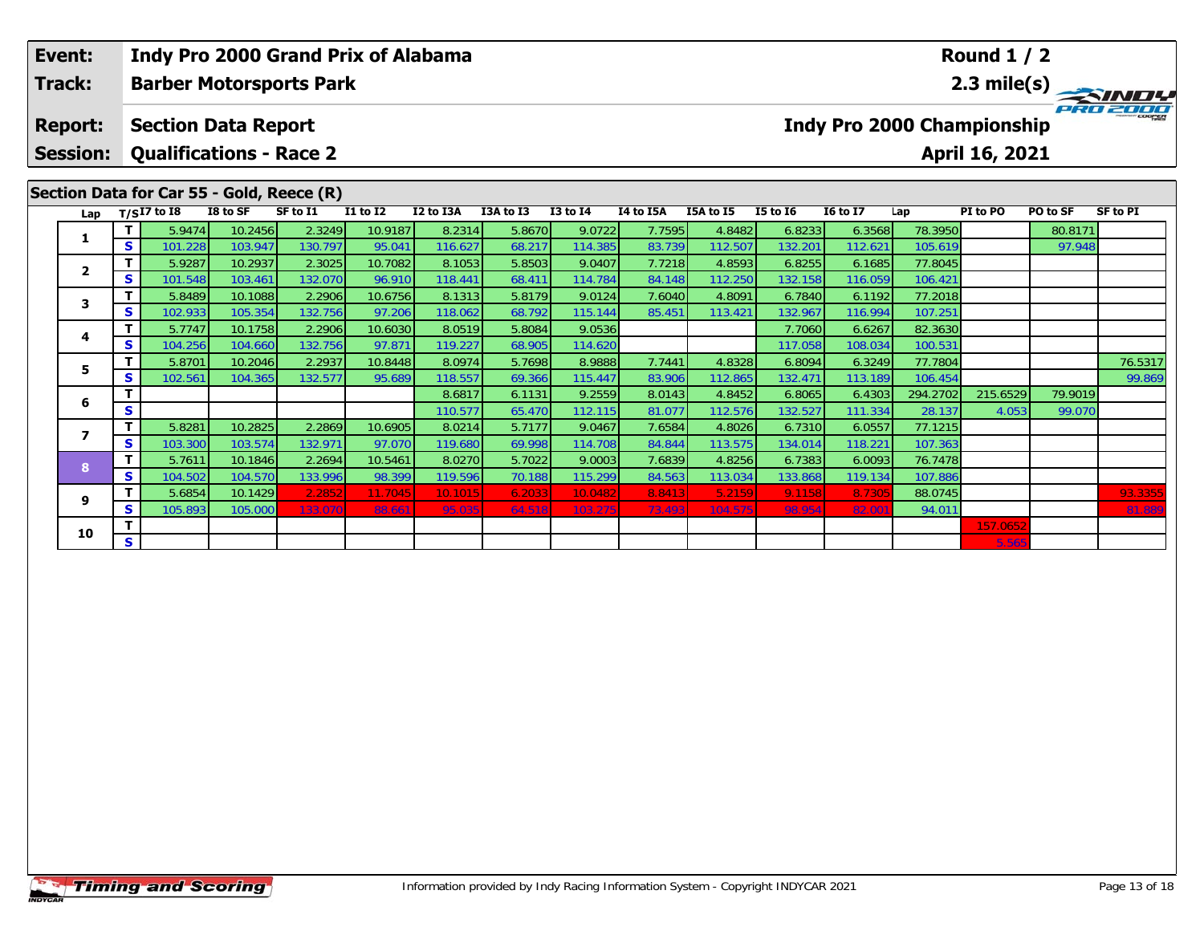| Event: | Indy Pro 2000 Grand Prix of Alabama | Round 1 / 2 |
|---|---|---|
| Track: | Barber Motorsports Park | 2.3 mile(s) |
| Report: | Section Data Report | Indy Pro 2000 Championship |
| Session: | Qualifications - Race 2 | April 16, 2021 |

## Section Data for Car 55 - Gold, Reece (R)

| Lap | T/S | I7 to I8 | I8 to SF | SF to I1 | I1 to I2 | I2 to I3A | I3A to I3 | I3 to I4 | I4 to I5A | I5A to I5 | I5 to I6 | I6 to I7 | Lap | PI to PO | PO to SF | SF to PI |
|---|---|---|---|---|---|---|---|---|---|---|---|---|---|---|---|---|
| 1 | T | 5.9474 | 10.2456 | 2.3249 | 10.9187 | 8.2314 | 5.8670 | 9.0722 | 7.7595 | 4.8482 | 6.8233 | 6.3568 | 78.3950 | | 80.8171 | |
| | S | 101.228 | 103.947 | 130.797 | 95.041 | 116.627 | 68.217 | 114.385 | 83.739 | 112.507 | 132.201 | 112.621 | 105.619 | | 97.948 | |
| 2 | T | 5.9287 | 10.2937 | 2.3025 | 10.7082 | 8.1053 | 5.8503 | 9.0407 | 7.7218 | 4.8593 | 6.8255 | 6.1685 | 77.8045 | | | |
| | S | 101.548 | 103.461 | 132.070 | 96.910 | 118.441 | 68.411 | 114.784 | 84.148 | 112.250 | 132.158 | 116.059 | 106.421 | | | |
| 3 | T | 5.8489 | 10.1088 | 2.2906 | 10.6756 | 8.1313 | 5.8179 | 9.0124 | 7.6040 | 4.8091 | 6.7840 | 6.1192 | 77.2018 | | | |
| | S | 102.933 | 105.354 | 132.756 | 97.206 | 118.062 | 68.792 | 115.144 | 85.451 | 113.421 | 132.967 | 116.994 | 107.251 | | | |
| 4 | T | 5.7747 | 10.1758 | 2.2906 | 10.6030 | 8.0519 | 5.8084 | 9.0536 | | | 7.7060 | 6.6267 | 82.3630 | | | |
| | S | 104.256 | 104.660 | 132.756 | 97.871 | 119.227 | 68.905 | 114.620 | | | 117.058 | 108.034 | 100.531 | | | |
| 5 | T | 5.8701 | 10.2046 | 2.2937 | 10.8448 | 8.0974 | 5.7698 | 8.9888 | 7.7441 | 4.8328 | 6.8094 | 6.3249 | 77.7804 | | | 76.5317 |
| | S | 102.561 | 104.365 | 132.577 | 95.689 | 118.557 | 69.366 | 115.447 | 83.906 | 112.865 | 132.471 | 113.189 | 106.454 | | | 99.869 |
| 6 | T | | | | | 8.6817 | 6.1131 | 9.2559 | 8.0143 | 4.8452 | 6.8065 | 6.4303 | 294.2702 | 215.6529 | 79.9019 | |
| | S | | | | | 110.577 | 65.470 | 112.115 | 81.077 | 112.576 | 132.527 | 111.334 | 28.137 | 4.053 | 99.070 | |
| 7 | T | 5.8281 | 10.2825 | 2.2869 | 10.6905 | 8.0214 | 5.7177 | 9.0467 | 7.6584 | 4.8026 | 6.7310 | 6.0557 | 77.1215 | | | |
| | S | 103.300 | 103.574 | 132.971 | 97.070 | 119.680 | 69.998 | 114.708 | 84.844 | 113.575 | 134.014 | 118.221 | 107.363 | | | |
| 8 | T | 5.7611 | 10.1846 | 2.2694 | 10.5461 | 8.0270 | 5.7022 | 9.0003 | 7.6839 | 4.8256 | 6.7383 | 6.0093 | 76.7478 | | | |
| | S | 104.502 | 104.570 | 133.996 | 98.399 | 119.596 | 70.188 | 115.299 | 84.563 | 113.034 | 133.868 | 119.134 | 107.886 | | | |
| 9 | T | 5.6854 | 10.1429 | 2.2852 | 11.7045 | 10.1015 | 6.2033 | 10.0482 | 8.8413 | 5.2159 | 9.1158 | 8.7305 | 88.0745 | | | 93.3355 |
| | S | 105.893 | 105.000 | 133.070 | 88.661 | 95.035 | 64.518 | 103.275 | 73.493 | 104.575 | 98.954 | 82.001 | 94.011 | | | 81.889 |
| 10 | T | | | | | | | | | | | | | 157.0652 | | |
| | S | | | | | | | | | | | | | 5.565 | | |

Information provided by Indy Racing Information System - Copyright INDYCAR 2021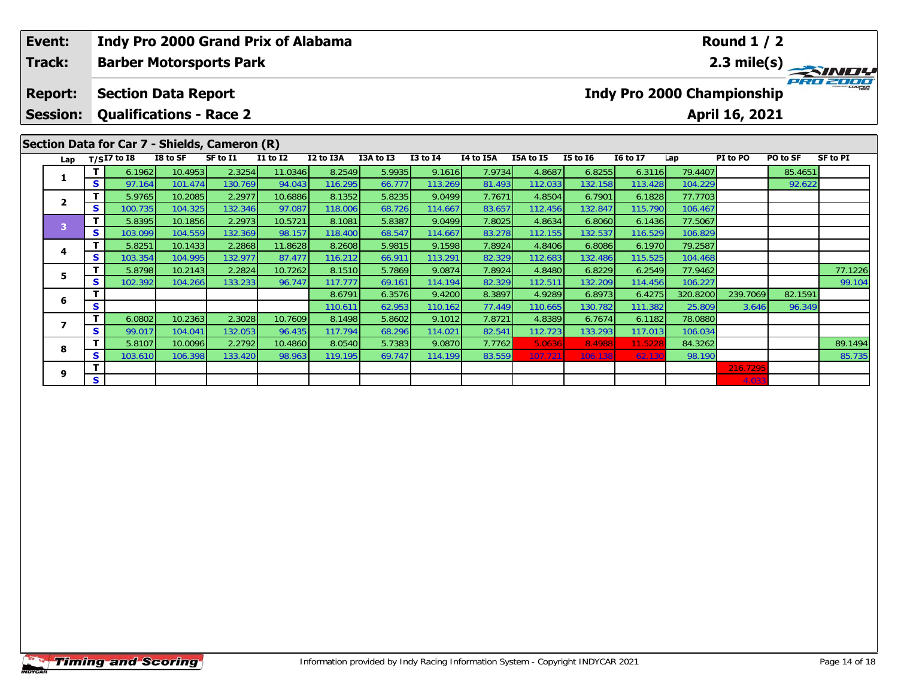| | |
|---|---|
| **Event:** | Indy Pro 2000 Grand Prix of Alabama |
| **Track:** | Barber Motorsports Park |
| **Report:** | Section Data Report |
| **Session:** | Qualifications - Race 2 |

**Round 1 / 2**

**2.3 mile(s)**

**Indy Pro 2000 Championship**

**April 16, 2021**

## Section Data for Car 7 - Shields, Cameron (R)

| Lap | T/S | I7 to I8 | I8 to SF | SF to I1 | I1 to I2 | I2 to I3A | I3A to I3 | I3 to I4 | I4 to I5A | I5A to I5 | I5 to I6 | I6 to I7 | Lap | PI to PO | PO to SF | SF to PI |
|---|---|---|---|---|---|---|---|---|---|---|---|---|---|---|---|---|
| 1 | T | 6.1962 | 10.4953 | 2.3254 | 11.0346 | 8.2549 | 5.9935 | 9.1616 | 7.9734 | 4.8687 | 6.8255 | 6.3116 | 79.4407 | | 85.4651 | |
| | S | 97.164 | 101.474 | 130.769 | 94.043 | 116.295 | 66.777 | 113.269 | 81.493 | 112.033 | 132.158 | 113.428 | 104.229 | | 92.622 | |
| 2 | T | 5.9765 | 10.2085 | 2.2977 | 10.6886 | 8.1352 | 5.8235 | 9.0499 | 7.7671 | 4.8504 | 6.7901 | 6.1828 | 77.7703 | | | |
| | S | 100.735 | 104.325 | 132.346 | 97.087 | 118.006 | 68.726 | 114.667 | 83.657 | 112.456 | 132.847 | 115.790 | 106.467 | | | |
| 3 | T | 5.8395 | 10.1856 | 2.2973 | 10.5721 | 8.1081 | 5.8387 | 9.0499 | 7.8025 | 4.8634 | 6.8060 | 6.1436 | 77.5067 | | | |
| | S | 103.099 | 104.559 | 132.369 | 98.157 | 118.400 | 68.547 | 114.667 | 83.278 | 112.155 | 132.537 | 116.529 | 106.829 | | | |
| 4 | T | 5.8251 | 10.1433 | 2.2868 | 11.8628 | 8.2608 | 5.9815 | 9.1598 | 7.8924 | 4.8406 | 6.8086 | 6.1970 | 79.2587 | | | |
| | S | 103.354 | 104.995 | 132.977 | 87.477 | 116.212 | 66.911 | 113.291 | 82.329 | 112.683 | 132.486 | 115.525 | 104.468 | | | |
| 5 | T | 5.8798 | 10.2143 | 2.2824 | 10.7262 | 8.1510 | 5.7869 | 9.0874 | 7.8924 | 4.8480 | 6.8229 | 6.2549 | 77.9462 | | | 77.1226 |
| | S | 102.392 | 104.266 | 133.233 | 96.747 | 117.777 | 69.161 | 114.194 | 82.329 | 112.511 | 132.209 | 114.456 | 106.227 | | | 99.104 |
| 6 | T | | | | | 8.6791 | 6.3576 | 9.4200 | 8.3897 | 4.9289 | 6.8973 | 6.4275 | 320.8200 | 239.7069 | 82.1591 | |
| | S | | | | | 110.611 | 62.953 | 110.162 | 77.449 | 110.665 | 130.782 | 111.382 | 25.809 | 3.646 | 96.349 | |
| 7 | T | 6.0802 | 10.2363 | 2.3028 | 10.7609 | 8.1498 | 5.8602 | 9.1012 | 7.8721 | 4.8389 | 6.7674 | 6.1182 | 78.0880 | | | |
| | S | 99.017 | 104.041 | 132.053 | 96.435 | 117.794 | 68.296 | 114.021 | 82.541 | 112.723 | 133.293 | 117.013 | 106.034 | | | |
| 8 | T | 5.8107 | 10.0096 | 2.2792 | 10.4860 | 8.0540 | 5.7383 | 9.0870 | 7.7762 | 5.0636 | 8.4988 | 11.5228 | 84.3262 | | | 89.1494 |
| | S | 103.610 | 106.398 | 133.420 | 98.963 | 119.195 | 69.747 | 114.199 | 83.559 | 107.721 | 106.138 | 62.130 | 98.190 | | | 85.735 |
| 9 | T | | | | | | | | | | | | | 216.7295 | | |
| | S | | | | | | | | | | | | | 4.033 | | |

Information provided by Indy Racing Information System - Copyright INDYCAR 2021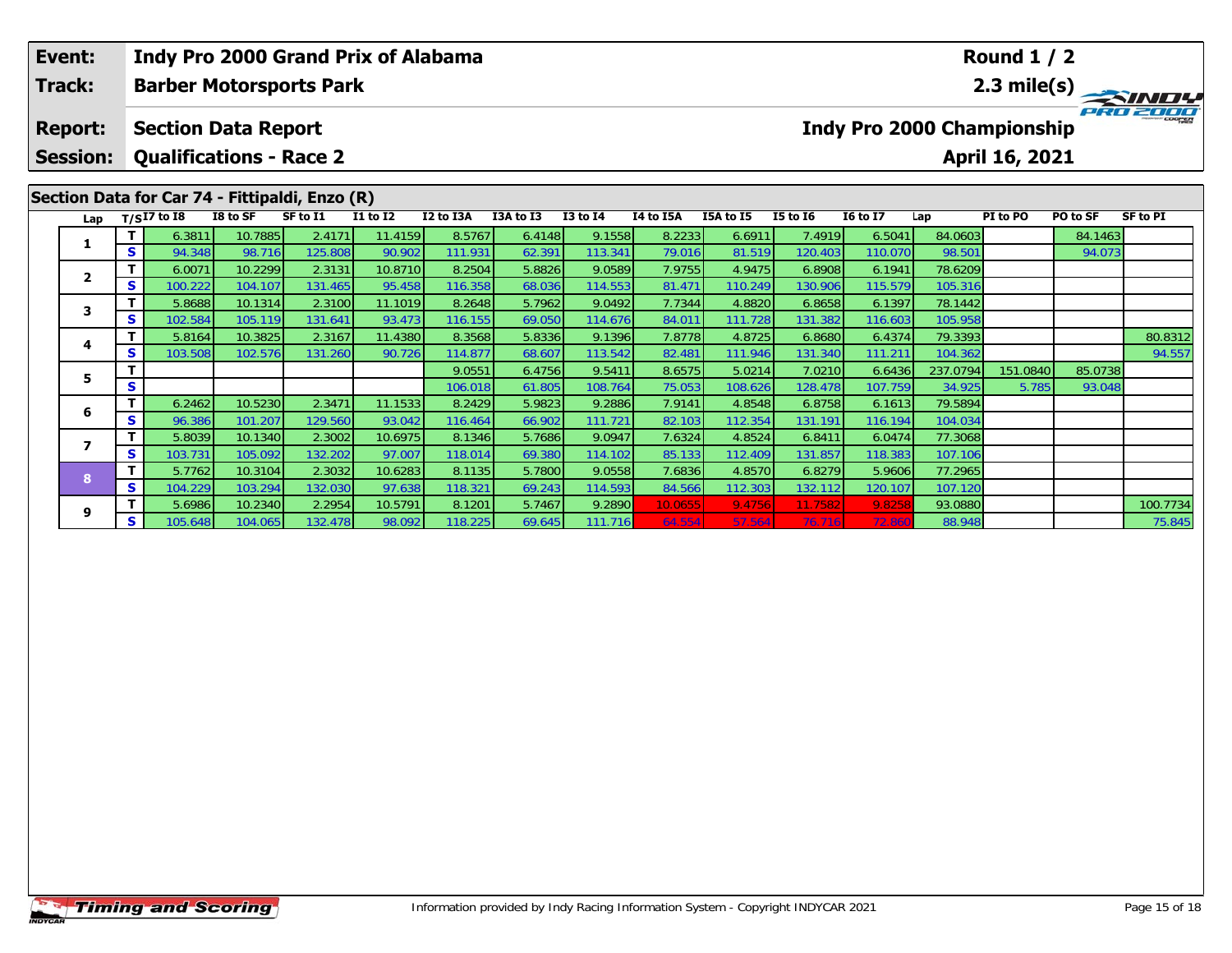| Event: | Indy Pro 2000 Grand Prix of Alabama | Round 1 / 2 |
|---|---|---|
| Track: | Barber Motorsports Park | 2.3 mile(s) |
| Report: | Section Data Report | Indy Pro 2000 Championship |
| Session: | Qualifications - Race 2 | April 16, 2021 |

## Section Data for Car 74 - Fittipaldi, Enzo (R)

| Lap | T/S | I7 to I8 | I8 to SF | SF to I1 | I1 to I2 | I2 to I3A | I3A to I3 | I3 to I4 | I4 to I5A | I5A to I5 | I5 to I6 | I6 to I7 | Lap | PI to PO | PO to SF | SF to PI |
|---|---|---|---|---|---|---|---|---|---|---|---|---|---|---|---|---|
| 1 | T | 6.3811 | 10.7885 | 2.4171 | 11.4159 | 8.5767 | 6.4148 | 9.1558 | 8.2233 | 6.6911 | 7.4919 | 6.5041 | 84.0603 | | 84.1463 | |
| | S | 94.348 | 98.716 | 125.808 | 90.902 | 111.931 | 62.391 | 113.341 | 79.016 | 81.519 | 120.403 | 110.070 | 98.501 | | 94.073 | |
| 2 | T | 6.0071 | 10.2299 | 2.3131 | 10.8710 | 8.2504 | 5.8826 | 9.0589 | 7.9755 | 4.9475 | 6.8908 | 6.1941 | 78.6209 | | | |
| | S | 100.222 | 104.107 | 131.465 | 95.458 | 116.358 | 68.036 | 114.553 | 81.471 | 110.249 | 130.906 | 115.579 | 105.316 | | | |
| 3 | T | 5.8688 | 10.1314 | 2.3100 | 11.1019 | 8.2648 | 5.7962 | 9.0492 | 7.7344 | 4.8820 | 6.8658 | 6.1397 | 78.1442 | | | |
| | S | 102.584 | 105.119 | 131.641 | 93.473 | 116.155 | 69.050 | 114.676 | 84.011 | 111.728 | 131.382 | 116.603 | 105.958 | | | |
| 4 | T | 5.8164 | 10.3825 | 2.3167 | 11.4380 | 8.3568 | 5.8336 | 9.1396 | 7.8778 | 4.8725 | 6.8680 | 6.4374 | 79.3393 | | | 80.8312 |
| | S | 103.508 | 102.576 | 131.260 | 90.726 | 114.877 | 68.607 | 113.542 | 82.481 | 111.946 | 131.340 | 111.211 | 104.362 | | | 94.557 |
| 5 | T | | | | | 9.0551 | 6.4756 | 9.5411 | 8.6575 | 5.0214 | 7.0210 | 6.6436 | 237.0794 | 151.0840 | 85.0738 | |
| | S | | | | | 106.018 | 61.805 | 108.764 | 75.053 | 108.626 | 128.478 | 107.759 | 34.925 | 5.785 | 93.048 | |
| 6 | T | 6.2462 | 10.5230 | 2.3471 | 11.1533 | 8.2429 | 5.9823 | 9.2886 | 7.9141 | 4.8548 | 6.8758 | 6.1613 | 79.5894 | | | |
| | S | 96.386 | 101.207 | 129.560 | 93.042 | 116.464 | 66.902 | 111.721 | 82.103 | 112.354 | 131.191 | 116.194 | 104.034 | | | |
| 7 | T | 5.8039 | 10.1340 | 2.3002 | 10.6975 | 8.1346 | 5.7686 | 9.0947 | 7.6324 | 4.8524 | 6.8411 | 6.0474 | 77.3068 | | | |
| | S | 103.731 | 105.092 | 132.202 | 97.007 | 118.014 | 69.380 | 114.102 | 85.133 | 112.409 | 131.857 | 118.383 | 107.106 | | | |
| 8 | T | 5.7762 | 10.3104 | 2.3032 | 10.6283 | 8.1135 | 5.7800 | 9.0558 | 7.6836 | 4.8570 | 6.8279 | 5.9606 | 77.2965 | | | |
| | S | 104.229 | 103.294 | 132.030 | 97.638 | 118.321 | 69.243 | 114.593 | 84.566 | 112.303 | 132.112 | 120.107 | 107.120 | | | |
| 9 | T | 5.6986 | 10.2340 | 2.2954 | 10.5791 | 8.1201 | 5.7467 | 9.2890 | 10.0655 | 9.4756 | 11.7582 | 9.8258 | 93.0880 | | | 100.7734 |
| | S | 105.648 | 104.065 | 132.478 | 98.092 | 118.225 | 69.645 | 111.716 | 64.554 | 57.564 | 76.716 | 72.860 | 88.948 | | | 75.845 |

Information provided by Indy Racing Information System - Copyright INDYCAR 2021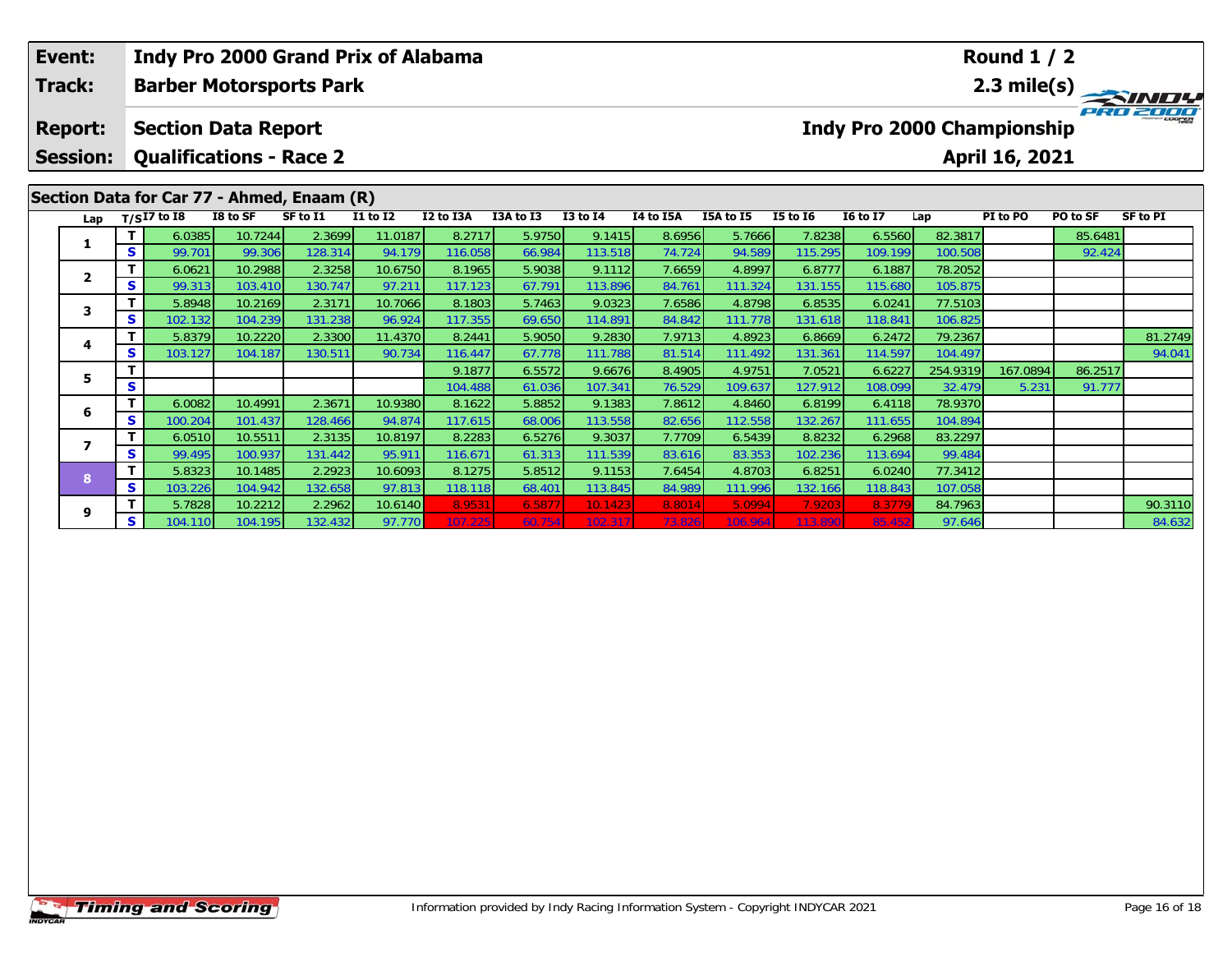| Event: | Indy Pro 2000 Grand Prix of Alabama | Round 1 / 2 |
|---|---|---|
| Track: | Barber Motorsports Park | 2.3 mile(s) |
| Report: | Section Data Report | Indy Pro 2000 Championship |
| Session: | Qualifications - Race 2 | April 16, 2021 |

## Section Data for Car 77 - Ahmed, Enaam (R)

| Lap | T/S | I7 to I8 | I8 to SF | SF to I1 | I1 to I2 | I2 to I3A | I3A to I3 | I3 to I4 | I4 to I5A | I5A to I5 | I5 to I6 | I6 to I7 | Lap | PI to PO | PO to SF | SF to PI |
|---|---|---|---|---|---|---|---|---|---|---|---|---|---|---|---|---|
| 1 | T | 6.0385 | 10.7244 | 2.3699 | 11.0187 | 8.2717 | 5.9750 | 9.1415 | 8.6956 | 5.7666 | 7.8238 | 6.5560 | 82.3817 | | 85.6481 | |
| | S | 99.701 | 99.306 | 128.314 | 94.179 | 116.058 | 66.984 | 113.518 | 74.724 | 94.589 | 115.295 | 109.199 | 100.508 | | 92.424 | |
| 2 | T | 6.0621 | 10.2988 | 2.3258 | 10.6750 | 8.1965 | 5.9038 | 9.1112 | 7.6659 | 4.8997 | 6.8777 | 6.1887 | 78.2052 | | | |
| | S | 99.313 | 103.410 | 130.747 | 97.211 | 117.123 | 67.791 | 113.896 | 84.761 | 111.324 | 131.155 | 115.680 | 105.875 | | | |
| 3 | T | 5.8948 | 10.2169 | 2.3171 | 10.7066 | 8.1803 | 5.7463 | 9.0323 | 7.6586 | 4.8798 | 6.8535 | 6.0241 | 77.5103 | | | |
| | S | 102.132 | 104.239 | 131.238 | 96.924 | 117.355 | 69.650 | 114.891 | 84.842 | 111.778 | 131.618 | 118.841 | 106.825 | | | |
| 4 | T | 5.8379 | 10.2220 | 2.3300 | 11.4370 | 8.2441 | 5.9050 | 9.2830 | 7.9713 | 4.8923 | 6.8669 | 6.2472 | 79.2367 | | | 81.2749 |
| | S | 103.127 | 104.187 | 130.511 | 90.734 | 116.447 | 67.778 | 111.788 | 81.514 | 111.492 | 131.361 | 114.597 | 104.497 | | | 94.041 |
| 5 | T | | | | | 9.1877 | 6.5572 | 9.6676 | 8.4905 | 4.9751 | 7.0521 | 6.6227 | 254.9319 | 167.0894 | 86.2517 | |
| | S | | | | | 104.488 | 61.036 | 107.341 | 76.529 | 109.637 | 127.912 | 108.099 | 32.479 | 5.231 | 91.777 | |
| 6 | T | 6.0082 | 10.4991 | 2.3671 | 10.9380 | 8.1622 | 5.8852 | 9.1383 | 7.8612 | 4.8460 | 6.8199 | 6.4118 | 78.9370 | | | |
| | S | 100.204 | 101.437 | 128.466 | 94.874 | 117.615 | 68.006 | 113.558 | 82.656 | 112.558 | 132.267 | 111.655 | 104.894 | | | |
| 7 | T | 6.0510 | 10.5511 | 2.3135 | 10.8197 | 8.2283 | 6.5276 | 9.3037 | 7.7709 | 6.5439 | 8.8232 | 6.2968 | 83.2297 | | | |
| | S | 99.495 | 100.937 | 131.442 | 95.911 | 116.671 | 61.313 | 111.539 | 83.616 | 83.353 | 102.236 | 113.694 | 99.484 | | | |
| 8 | T | 5.8323 | 10.1485 | 2.2923 | 10.6093 | 8.1275 | 5.8512 | 9.1153 | 7.6454 | 4.8703 | 6.8251 | 6.0240 | 77.3412 | | | |
| | S | 103.226 | 104.942 | 132.658 | 97.813 | 118.118 | 68.401 | 113.845 | 84.989 | 111.996 | 132.166 | 118.843 | 107.058 | | | |
| 9 | T | 5.7828 | 10.2212 | 2.2962 | 10.6140 | 8.9531 | 6.5877 | 10.1423 | 8.8014 | 5.0994 | 7.9203 | 8.3779 | 84.7963 | | | 90.3110 |
| | S | 104.110 | 104.195 | 132.432 | 97.770 | 107.225 | 60.754 | 102.317 | 73.826 | 106.964 | 113.890 | 85.452 | 97.646 | | | 84.632 |

Information provided by Indy Racing Information System - Copyright INDYCAR 2021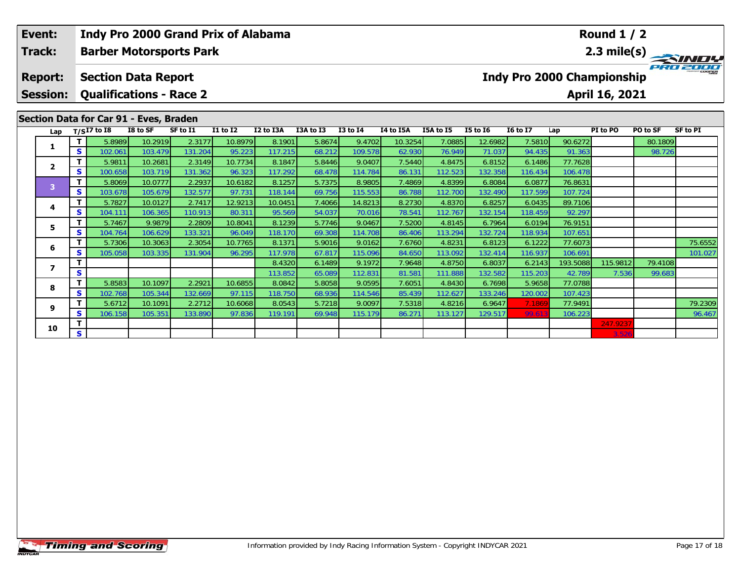| Event: | Indy Pro 2000 Grand Prix of Alabama | Round 1 / 2 |
|---|---|---|
| Track: | Barber Motorsports Park | 2.3 mile(s) |
| Report: | Section Data Report | Indy Pro 2000 Championship |
| Session: | Qualifications - Race 2 | April 16, 2021 |

## Section Data for Car 91 - Eves, Braden

| Lap | T/S | I7 to I8 | I8 to SF | SF to I1 | I1 to I2 | I2 to I3A | I3A to I3 | I3 to I4 | I4 to I5A | I5A to I5 | I5 to I6 | I6 to I7 | Lap | PI to PO | PO to SF | SF to PI |
|---|---|---|---|---|---|---|---|---|---|---|---|---|---|---|---|---|
| 1 | T | 5.8989 | 10.2919 | 2.3177 | 10.8979 | 8.1901 | 5.8674 | 9.4702 | 10.3254 | 7.0885 | 12.6982 | 7.5810 | 90.6272 | | 80.1809 | |
| | S | 102.061 | 103.479 | 131.204 | 95.223 | 117.215 | 68.212 | 109.578 | 62.930 | 76.949 | 71.037 | 94.435 | 91.363 | | 98.726 | |
| 2 | T | 5.9811 | 10.2681 | 2.3149 | 10.7734 | 8.1847 | 5.8446 | 9.0407 | 7.5440 | 4.8475 | 6.8152 | 6.1486 | 77.7628 | | | |
| | S | 100.658 | 103.719 | 131.362 | 96.323 | 117.292 | 68.478 | 114.784 | 86.131 | 112.523 | 132.358 | 116.434 | 106.478 | | | |
| 3 | T | 5.8069 | 10.0777 | 2.2937 | 10.6182 | 8.1257 | 5.7375 | 8.9805 | 7.4869 | 4.8399 | 6.8084 | 6.0877 | 76.8631 | | | |
| | S | 103.678 | 105.679 | 132.577 | 97.731 | 118.144 | 69.756 | 115.553 | 86.788 | 112.700 | 132.490 | 117.599 | 107.724 | | | |
| 4 | T | 5.7827 | 10.0127 | 2.7417 | 12.9213 | 10.0451 | 7.4066 | 14.8213 | 8.2730 | 4.8370 | 6.8257 | 6.0435 | 89.7106 | | | |
| | S | 104.111 | 106.365 | 110.913 | 80.311 | 95.569 | 54.037 | 70.016 | 78.541 | 112.767 | 132.154 | 118.459 | 92.297 | | | |
| 5 | T | 5.7467 | 9.9879 | 2.2809 | 10.8041 | 8.1239 | 5.7746 | 9.0467 | 7.5200 | 4.8145 | 6.7964 | 6.0194 | 76.9151 | | | |
| | S | 104.764 | 106.629 | 133.321 | 96.049 | 118.170 | 69.308 | 114.708 | 86.406 | 113.294 | 132.724 | 118.934 | 107.651 | | | |
| 6 | T | 5.7306 | 10.3063 | 2.3054 | 10.7765 | 8.1371 | 5.9016 | 9.0162 | 7.6760 | 4.8231 | 6.8123 | 6.1222 | 77.6073 | | | 75.6552 |
| | S | 105.058 | 103.335 | 131.904 | 96.295 | 117.978 | 67.817 | 115.096 | 84.650 | 113.092 | 132.414 | 116.937 | 106.691 | | | 101.027 |
| 7 | T | | | | | 8.4320 | 6.1489 | 9.1972 | 7.9648 | 4.8750 | 6.8037 | 6.2143 | 193.5088 | 115.9812 | 79.4108 | |
| | S | | | | | 113.852 | 65.089 | 112.831 | 81.581 | 111.888 | 132.582 | 115.203 | 42.789 | 7.536 | 99.683 | |
| 8 | T | 5.8583 | 10.1097 | 2.2921 | 10.6855 | 8.0842 | 5.8058 | 9.0595 | 7.6051 | 4.8430 | 6.7698 | 5.9658 | 77.0788 | | | |
| | S | 102.768 | 105.344 | 132.669 | 97.115 | 118.750 | 68.936 | 114.546 | 85.439 | 112.627 | 133.246 | 120.002 | 107.423 | | | |
| 9 | T | 5.6712 | 10.1091 | 2.2712 | 10.6068 | 8.0543 | 5.7218 | 9.0097 | 7.5318 | 4.8216 | 6.9647 | 7.1869 | 77.9491 | | | 79.2309 |
| | S | 106.158 | 105.351 | 133.890 | 97.836 | 119.191 | 69.948 | 115.179 | 86.271 | 113.127 | 129.517 | 99.613 | 106.223 | | | 96.467 |
| 10 | T | | | | | | | | | | | | | 247.9237 | | |
| | S | | | | | | | | | | | | | 3.526 | | |

Information provided by Indy Racing Information System - Copyright INDYCAR 2021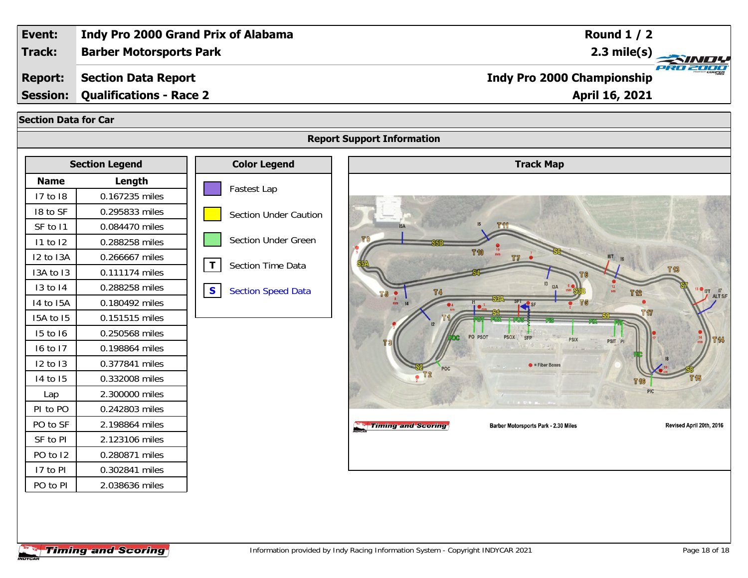| | | | |
|---|---|---|---|
| **Event:** | **Indy Pro 2000 Grand Prix of Alabama** | **Round 1 / 2** | |
| **Track:** | **Barber Motorsports Park** | **2.3 mile(s)** | |
| **Report:** | **Section Data Report** | **Indy Pro 2000 Championship** | |
| **Session:** | **Qualifications - Race 2** | **April 16, 2021** | |

## Section Data for Car

### Report Support Information

**Section Legend**

| Name | Length |
|---|---|
| I7 to I8 | 0.167235 miles |
| I8 to SF | 0.295833 miles |
| SF to I1 | 0.084470 miles |
| I1 to I2 | 0.288258 miles |
| I2 to I3A | 0.266667 miles |
| I3A to I3 | 0.111174 miles |
| I3 to I4 | 0.288258 miles |
| I4 to I5A | 0.180492 miles |
| I5A to I5 | 0.151515 miles |
| I5 to I6 | 0.250568 miles |
| I6 to I7 | 0.198864 miles |
| I2 to I3 | 0.377841 miles |
| I4 to I5 | 0.332008 miles |
| Lap | 2.300000 miles |
| PI to PO | 0.242803 miles |
| PO to SF | 2.198864 miles |
| SF to PI | 2.123106 miles |
| PO to I2 | 0.280871 miles |
| I7 to PI | 0.302841 miles |
| PO to PI | 2.038636 miles |

**Color Legend**

- Fastest Lap
- Section Under Caution
- Section Under Green
- T — Section Time Data
- S — Section Speed Data

**Track Map**

Timing and Scoring

Barber Motorsports Park - 2.30 Miles

Revised April 20th, 2016

= Fiber Boxes

Information provided by Indy Racing Information System - Copyright INDYCAR 2021